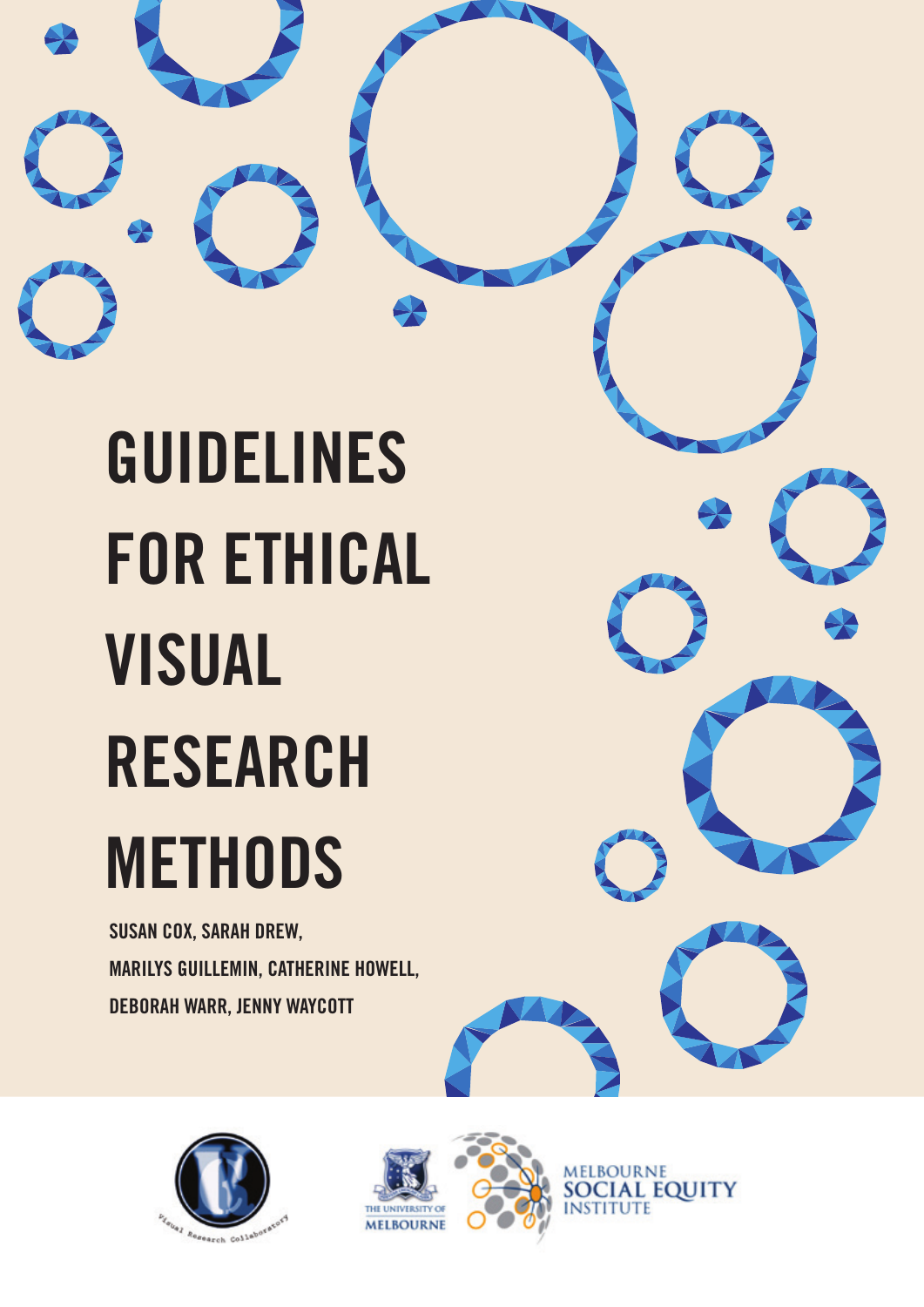# GUIDELINES FOR ETHICAL VISUAL RESEARCH METHODS

SUSAN COX, SARAH DREW, MARILYS GUILLEMIN, CATHERINE HOWELL, DEBORAH WARR, JENNY WAYCOTT

Visual Research Collaboratory

THE UNIVERSITY OF MELBOURNE

MELBOURNE SOCIAL EQUITY INSTITUTE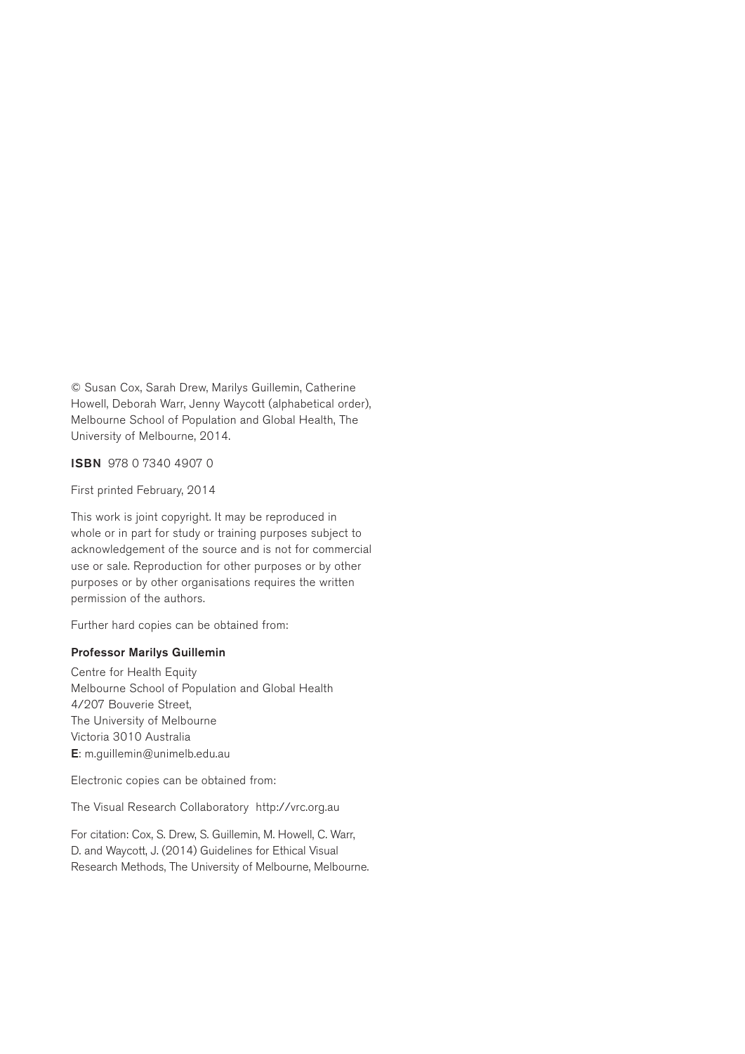© Susan Cox, Sarah Drew, Marilys Guillemin, Catherine Howell, Deborah Warr, Jenny Waycott (alphabetical order), Melbourne School of Population and Global Health, The University of Melbourne, 2014.

**ISBN** 978 0 7340 4907 0

First printed February, 2014

This work is joint copyright. It may be reproduced in whole or in part for study or training purposes subject to acknowledgement of the source and is not for commercial use or sale. Reproduction for other purposes or by other purposes or by other organisations requires the written permission of the authors.

Further hard copies can be obtained from:

**Professor Marilys Guillemin**

Centre for Health Equity
Melbourne School of Population and Global Health
4/207 Bouverie Street,
The University of Melbourne
Victoria 3010 Australia
**E**: m.guillemin@unimelb.edu.au

Electronic copies can be obtained from:

The Visual Research Collaboratory http://vrc.org.au

For citation: Cox, S. Drew, S. Guillemin, M. Howell, C. Warr, D. and Waycott, J. (2014) Guidelines for Ethical Visual Research Methods, The University of Melbourne, Melbourne.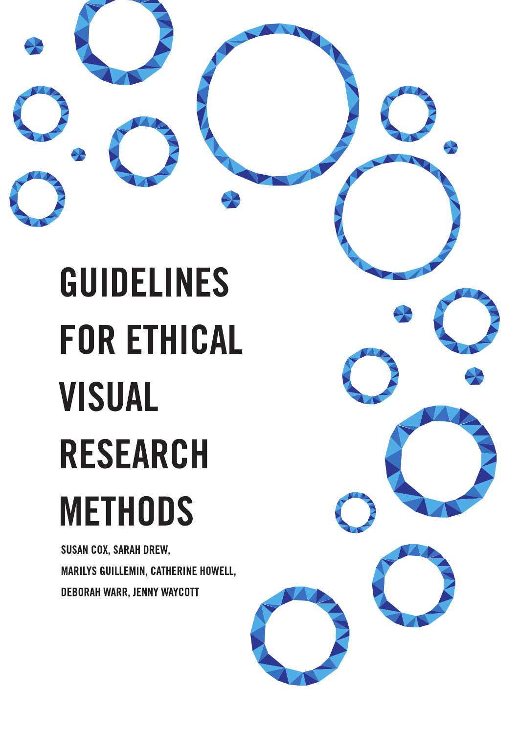# GUIDELINES FOR ETHICAL VISUAL RESEARCH METHODS

SUSAN COX, SARAH DREW,
MARILYS GUILLEMIN, CATHERINE HOWELL,
DEBORAH WARR, JENNY WAYCOTT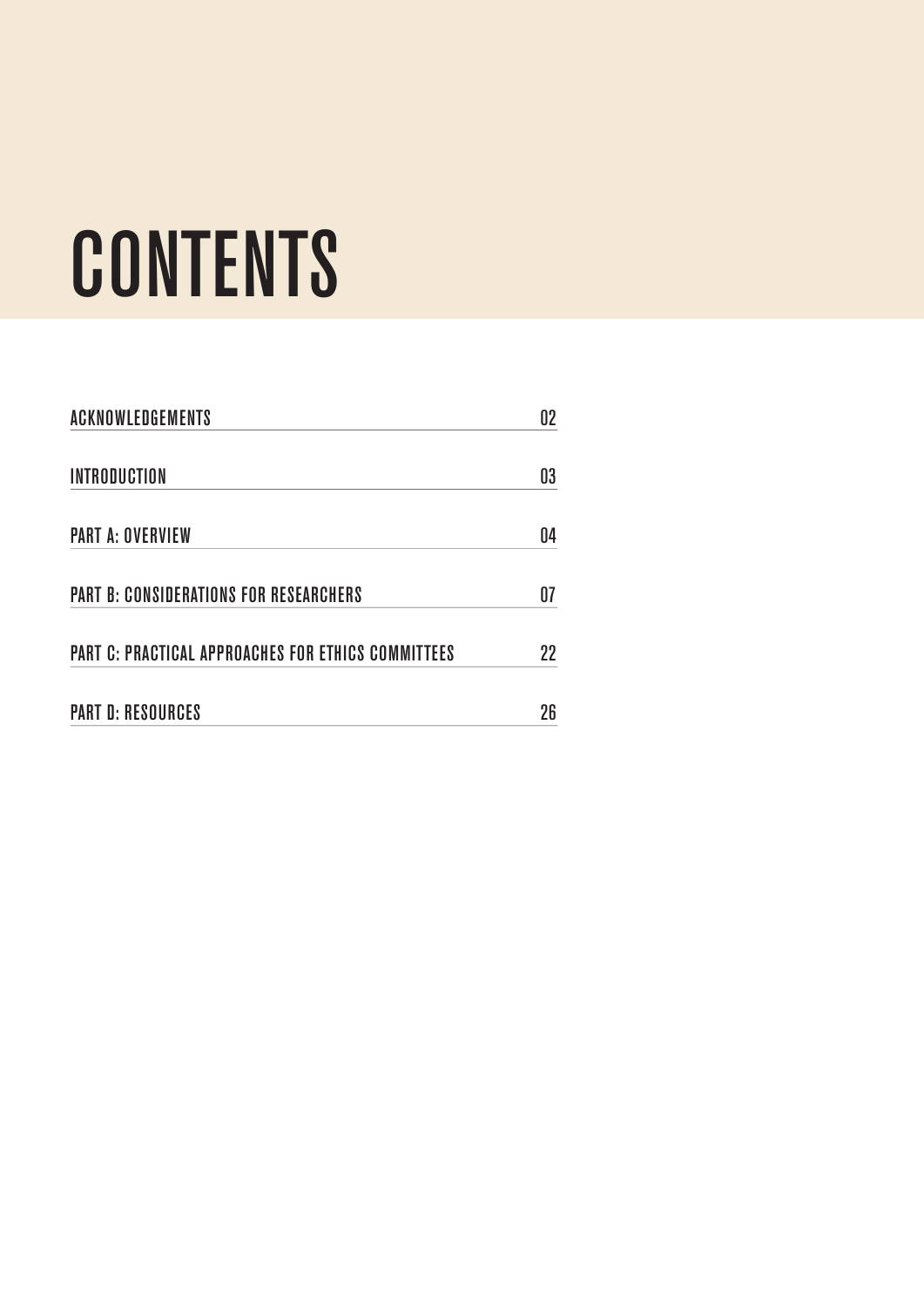# CONTENTS

| | |
|---|---|
| ACKNOWLEDGEMENTS | 02 |
| INTRODUCTION | 03 |
| PART A: OVERVIEW | 04 |
| PART B: CONSIDERATIONS FOR RESEARCHERS | 07 |
| PART C: PRACTICAL APPROACHES FOR ETHICS COMMITTEES | 22 |
| PART D: RESOURCES | 26 |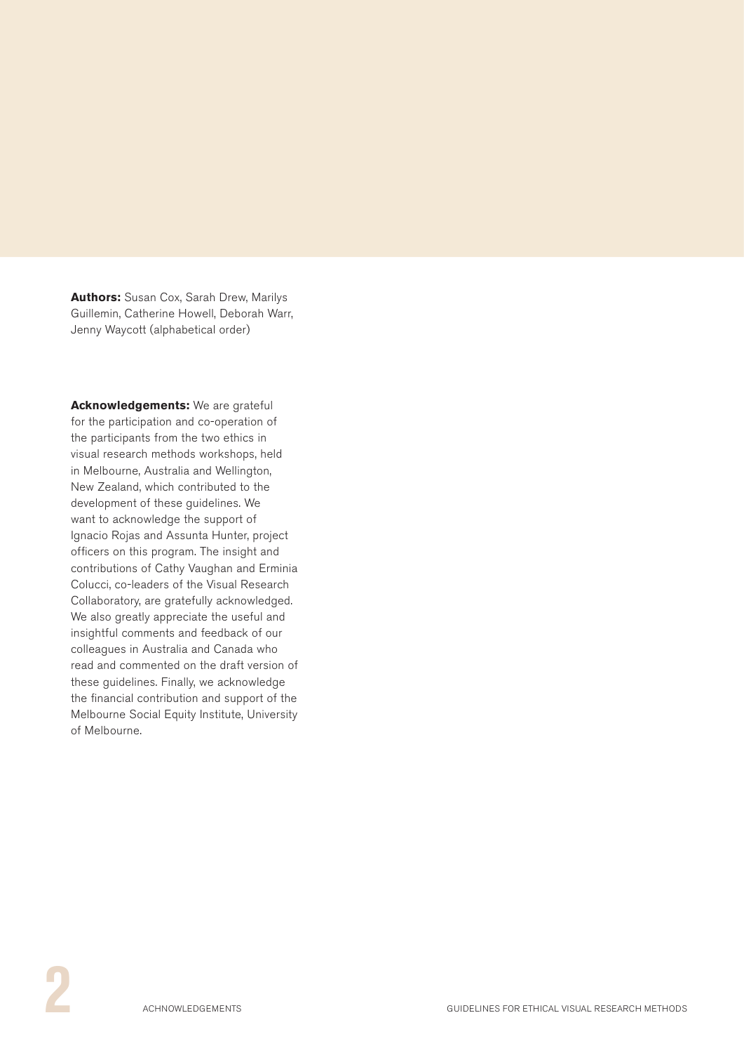**Authors:** Susan Cox, Sarah Drew, Marilys Guillemin, Catherine Howell, Deborah Warr, Jenny Waycott (alphabetical order)

**Acknowledgements:** We are grateful for the participation and co-operation of the participants from the two ethics in visual research methods workshops, held in Melbourne, Australia and Wellington, New Zealand, which contributed to the development of these guidelines. We want to acknowledge the support of Ignacio Rojas and Assunta Hunter, project officers on this program. The insight and contributions of Cathy Vaughan and Erminia Colucci, co-leaders of the Visual Research Collaboratory, are gratefully acknowledged. We also greatly appreciate the useful and insightful comments and feedback of our colleagues in Australia and Canada who read and commented on the draft version of these guidelines. Finally, we acknowledge the financial contribution and support of the Melbourne Social Equity Institute, University of Melbourne.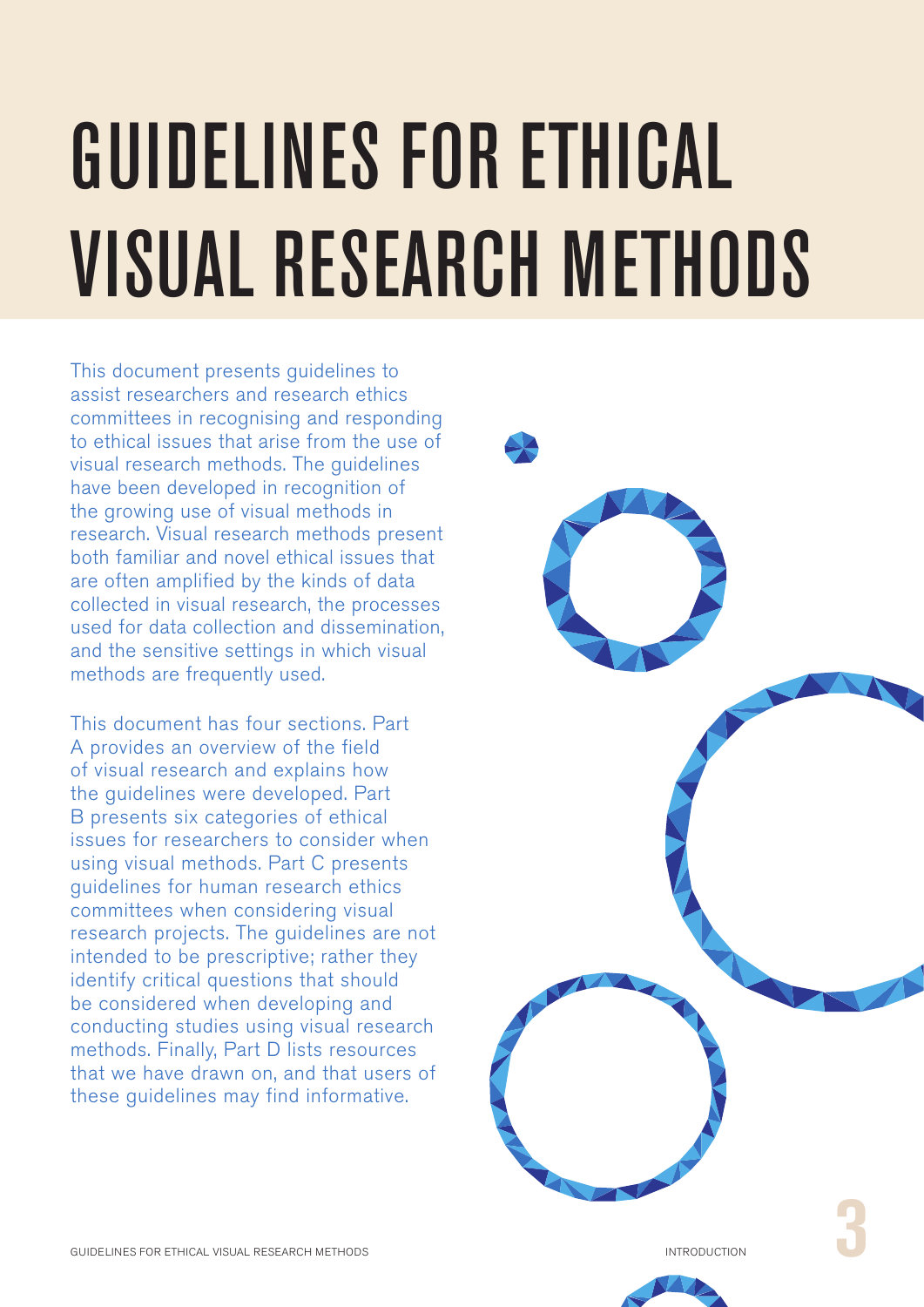# GUIDELINES FOR ETHICAL VISUAL RESEARCH METHODS

This document presents guidelines to assist researchers and research ethics committees in recognising and responding to ethical issues that arise from the use of visual research methods. The guidelines have been developed in recognition of the growing use of visual methods in research. Visual research methods present both familiar and novel ethical issues that are often amplified by the kinds of data collected in visual research, the processes used for data collection and dissemination, and the sensitive settings in which visual methods are frequently used.

This document has four sections. Part A provides an overview of the field of visual research and explains how the guidelines were developed. Part B presents six categories of ethical issues for researchers to consider when using visual methods. Part C presents guidelines for human research ethics committees when considering visual research projects. The guidelines are not intended to be prescriptive; rather they identify critical questions that should be considered when developing and conducting studies using visual research methods. Finally, Part D lists resources that we have drawn on, and that users of these guidelines may find informative.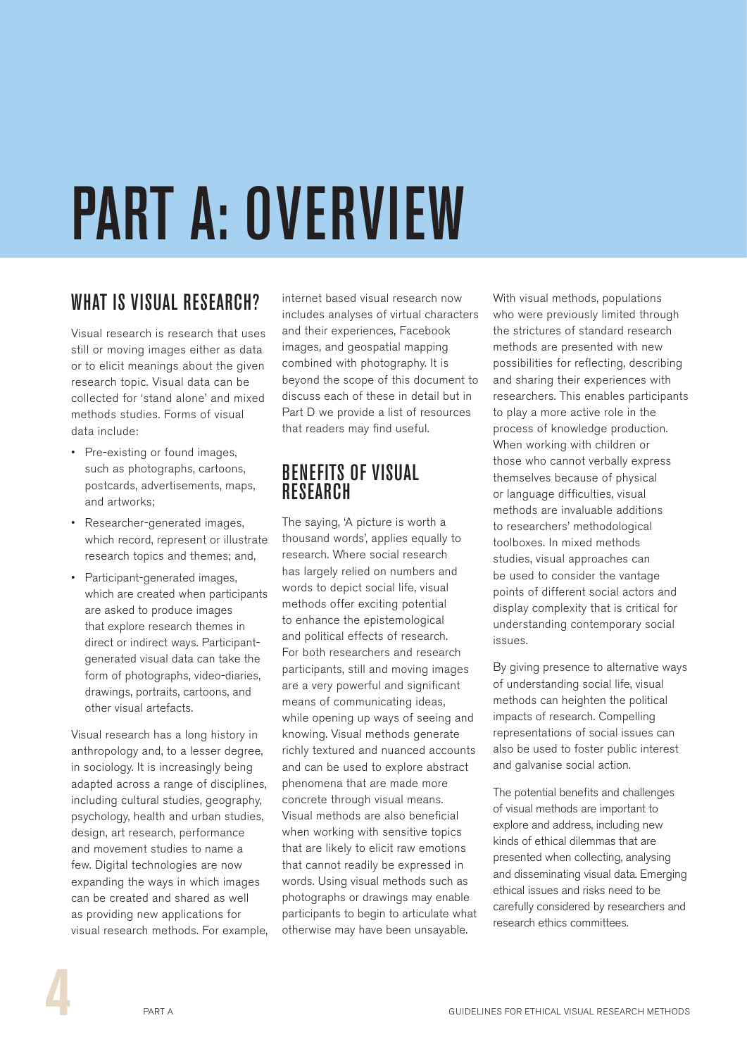# PART A: OVERVIEW

## WHAT IS VISUAL RESEARCH?

Visual research is research that uses still or moving images either as data or to elicit meanings about the given research topic. Visual data can be collected for 'stand alone' and mixed methods studies. Forms of visual data include:

- Pre-existing or found images, such as photographs, cartoons, postcards, advertisements, maps, and artworks;
- Researcher-generated images, which record, represent or illustrate research topics and themes; and,
- Participant-generated images, which are created when participants are asked to produce images that explore research themes in direct or indirect ways. Participant-generated visual data can take the form of photographs, video-diaries, drawings, portraits, cartoons, and other visual artefacts.

Visual research has a long history in anthropology and, to a lesser degree, in sociology. It is increasingly being adapted across a range of disciplines, including cultural studies, geography, psychology, health and urban studies, design, art research, performance and movement studies to name a few. Digital technologies are now expanding the ways in which images can be created and shared as well as providing new applications for visual research methods. For example, internet based visual research now includes analyses of virtual characters and their experiences, Facebook images, and geospatial mapping combined with photography. It is beyond the scope of this document to discuss each of these in detail but in Part D we provide a list of resources that readers may find useful.

## BENEFITS OF VISUAL RESEARCH

The saying, 'A picture is worth a thousand words', applies equally to research. Where social research has largely relied on numbers and words to depict social life, visual methods offer exciting potential to enhance the epistemological and political effects of research. For both researchers and research participants, still and moving images are a very powerful and significant means of communicating ideas, while opening up ways of seeing and knowing. Visual methods generate richly textured and nuanced accounts and can be used to explore abstract phenomena that are made more concrete through visual means. Visual methods are also beneficial when working with sensitive topics that are likely to elicit raw emotions that cannot readily be expressed in words. Using visual methods such as photographs or drawings may enable participants to begin to articulate what otherwise may have been unsayable.

With visual methods, populations who were previously limited through the strictures of standard research methods are presented with new possibilities for reflecting, describing and sharing their experiences with researchers. This enables participants to play a more active role in the process of knowledge production. When working with children or those who cannot verbally express themselves because of physical or language difficulties, visual methods are invaluable additions to researchers' methodological toolboxes. In mixed methods studies, visual approaches can be used to consider the vantage points of different social actors and display complexity that is critical for understanding contemporary social issues.

By giving presence to alternative ways of understanding social life, visual methods can heighten the political impacts of research. Compelling representations of social issues can also be used to foster public interest and galvanise social action.

The potential benefits and challenges of visual methods are important to explore and address, including new kinds of ethical dilemmas that are presented when collecting, analysing and disseminating visual data. Emerging ethical issues and risks need to be carefully considered by researchers and research ethics committees.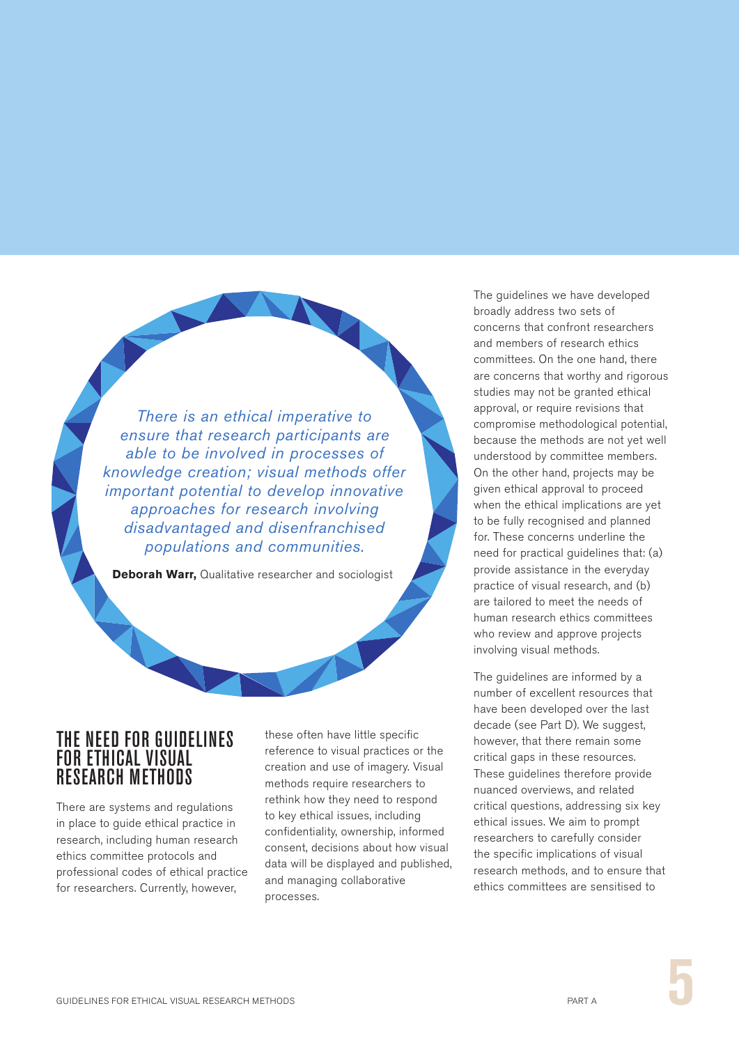> *There is an ethical imperative to ensure that research participants are able to be involved in processes of knowledge creation; visual methods offer important potential to develop innovative approaches for research involving disadvantaged and disenfranchised populations and communities.*
>
> **Deborah Warr,** Qualitative researcher and sociologist

## THE NEED FOR GUIDELINES FOR ETHICAL VISUAL RESEARCH METHODS

There are systems and regulations in place to guide ethical practice in research, including human research ethics committee protocols and professional codes of ethical practice for researchers. Currently, however, these often have little specific reference to visual practices or the creation and use of imagery. Visual methods require researchers to rethink how they need to respond to key ethical issues, including confidentiality, ownership, informed consent, decisions about how visual data will be displayed and published, and managing collaborative processes.

The guidelines we have developed broadly address two sets of concerns that confront researchers and members of research ethics committees. On the one hand, there are concerns that worthy and rigorous studies may not be granted ethical approval, or require revisions that compromise methodological potential, because the methods are not yet well understood by committee members. On the other hand, projects may be given ethical approval to proceed when the ethical implications are yet to be fully recognised and planned for. These concerns underline the need for practical guidelines that: (a) provide assistance in the everyday practice of visual research, and (b) are tailored to meet the needs of human research ethics committees who review and approve projects involving visual methods.

The guidelines are informed by a number of excellent resources that have been developed over the last decade (see Part D). We suggest, however, that there remain some critical gaps in these resources. These guidelines therefore provide nuanced overviews, and related critical questions, addressing six key ethical issues. We aim to prompt researchers to carefully consider the specific implications of visual research methods, and to ensure that ethics committees are sensitised to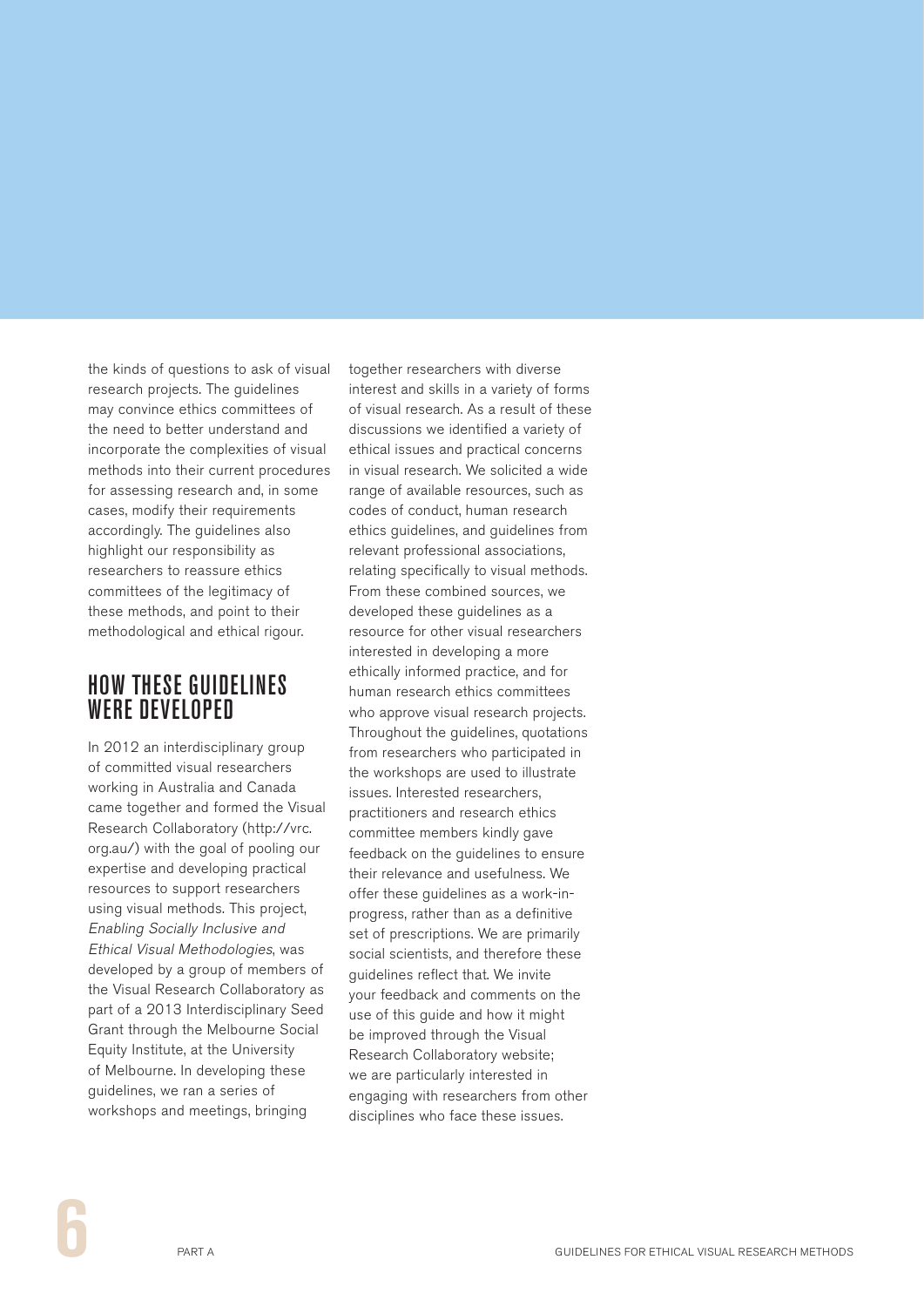the kinds of questions to ask of visual research projects. The guidelines may convince ethics committees of the need to better understand and incorporate the complexities of visual methods into their current procedures for assessing research and, in some cases, modify their requirements accordingly. The guidelines also highlight our responsibility as researchers to reassure ethics committees of the legitimacy of these methods, and point to their methodological and ethical rigour.

## HOW THESE GUIDELINES WERE DEVELOPED

In 2012 an interdisciplinary group of committed visual researchers working in Australia and Canada came together and formed the Visual Research Collaboratory (http://vrc.org.au/) with the goal of pooling our expertise and developing practical resources to support researchers using visual methods. This project, *Enabling Socially Inclusive and Ethical Visual Methodologies*, was developed by a group of members of the Visual Research Collaboratory as part of a 2013 Interdisciplinary Seed Grant through the Melbourne Social Equity Institute, at the University of Melbourne. In developing these guidelines, we ran a series of workshops and meetings, bringing together researchers with diverse interest and skills in a variety of forms of visual research. As a result of these discussions we identified a variety of ethical issues and practical concerns in visual research. We solicited a wide range of available resources, such as codes of conduct, human research ethics guidelines, and guidelines from relevant professional associations, relating specifically to visual methods. From these combined sources, we developed these guidelines as a resource for other visual researchers interested in developing a more ethically informed practice, and for human research ethics committees who approve visual research projects. Throughout the guidelines, quotations from researchers who participated in the workshops are used to illustrate issues. Interested researchers, practitioners and research ethics committee members kindly gave feedback on the guidelines to ensure their relevance and usefulness. We offer these guidelines as a work-in-progress, rather than as a definitive set of prescriptions. We are primarily social scientists, and therefore these guidelines reflect that. We invite your feedback and comments on the use of this guide and how it might be improved through the Visual Research Collaboratory website; we are particularly interested in engaging with researchers from other disciplines who face these issues.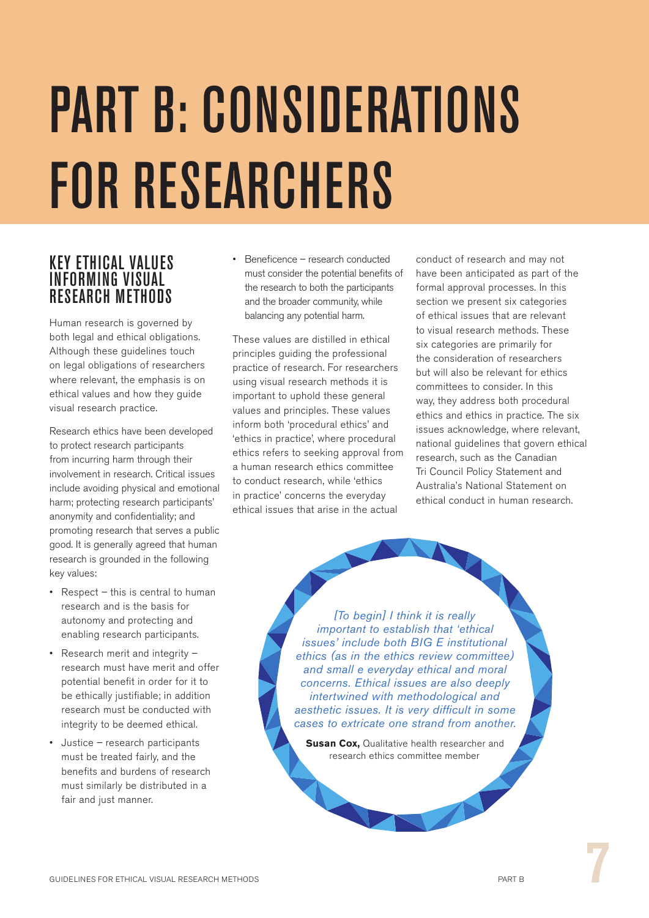# PART B: CONSIDERATIONS FOR RESEARCHERS

## KEY ETHICAL VALUES INFORMING VISUAL RESEARCH METHODS

Human research is governed by both legal and ethical obligations. Although these guidelines touch on legal obligations of researchers where relevant, the emphasis is on ethical values and how they guide visual research practice.

Research ethics have been developed to protect research participants from incurring harm through their involvement in research. Critical issues include avoiding physical and emotional harm; protecting research participants' anonymity and confidentiality; and promoting research that serves a public good. It is generally agreed that human research is grounded in the following key values:

- Respect – this is central to human research and is the basis for autonomy and protecting and enabling research participants.
- Research merit and integrity – research must have merit and offer potential benefit in order for it to be ethically justifiable; in addition research must be conducted with integrity to be deemed ethical.
- Justice – research participants must be treated fairly, and the benefits and burdens of research must similarly be distributed in a fair and just manner.
- Beneficence – research conducted must consider the potential benefits of the research to both the participants and the broader community, while balancing any potential harm.

These values are distilled in ethical principles guiding the professional practice of research. For researchers using visual research methods it is important to uphold these general values and principles. These values inform both 'procedural ethics' and 'ethics in practice', where procedural ethics refers to seeking approval from a human research ethics committee to conduct research, while 'ethics in practice' concerns the everyday ethical issues that arise in the actual conduct of research and may not have been anticipated as part of the formal approval processes. In this section we present six categories of ethical issues that are relevant to visual research methods. These six categories are primarily for the consideration of researchers but will also be relevant for ethics committees to consider. In this way, they address both procedural ethics and ethics in practice. The six issues acknowledge, where relevant, national guidelines that govern ethical research, such as the Canadian Tri Council Policy Statement and Australia's National Statement on ethical conduct in human research.

> *[To begin] I think it is really important to establish that 'ethical issues' include both BIG E institutional ethics (as in the ethics review committee) and small e everyday ethical and moral concerns. Ethical issues are also deeply intertwined with methodological and aesthetic issues. It is very difficult in some cases to extricate one strand from another.*
>
> **Susan Cox,** Qualitative health researcher and research ethics committee member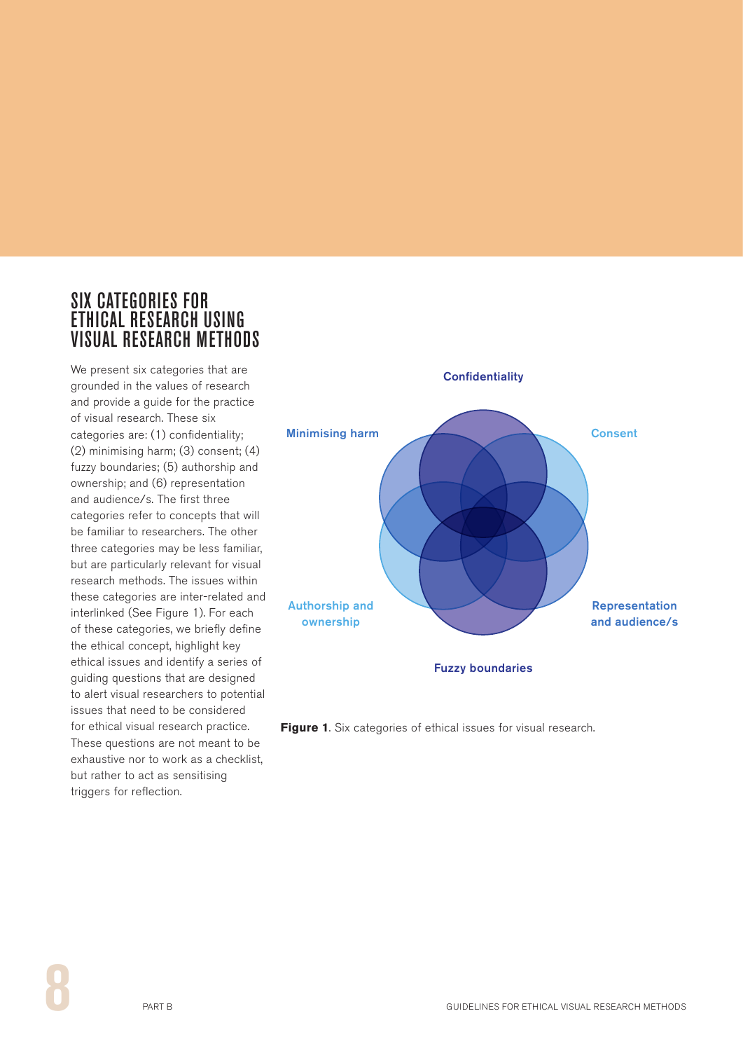# SIX CATEGORIES FOR ETHICAL RESEARCH USING VISUAL RESEARCH METHODS

We present six categories that are grounded in the values of research and provide a guide for the practice of visual research. These six categories are: (1) confidentiality; (2) minimising harm; (3) consent; (4) fuzzy boundaries; (5) authorship and ownership; and (6) representation and audience/s. The first three categories refer to concepts that will be familiar to researchers. The other three categories may be less familiar, but are particularly relevant for visual research methods. The issues within these categories are inter-related and interlinked (See Figure 1). For each of these categories, we briefly define the ethical concept, highlight key ethical issues and identify a series of guiding questions that are designed to alert visual researchers to potential issues that need to be considered for ethical visual research practice. These questions are not meant to be exhaustive nor to work as a checklist, but rather to act as sensitising triggers for reflection.

Confidentiality

Minimising harm

Consent

Authorship and ownership

Representation and audience/s

Fuzzy boundaries

**Figure 1**. Six categories of ethical issues for visual research.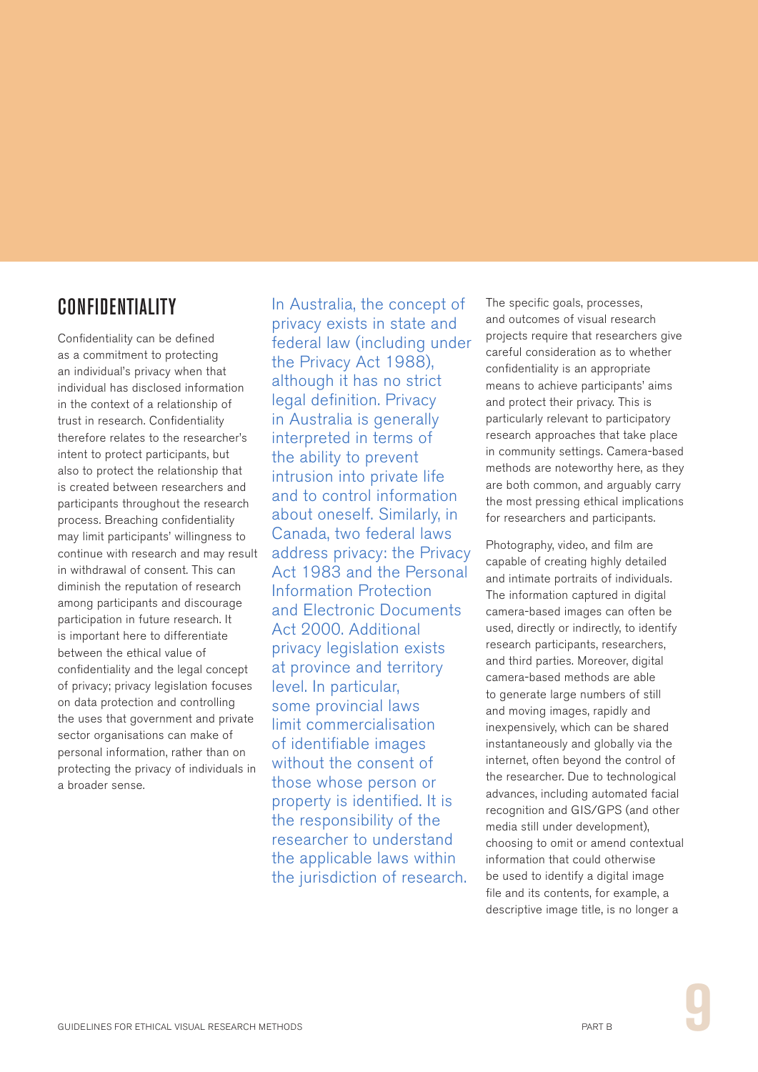## CONFIDENTIALITY

Confidentiality can be defined as a commitment to protecting an individual's privacy when that individual has disclosed information in the context of a relationship of trust in research. Confidentiality therefore relates to the researcher's intent to protect participants, but also to protect the relationship that is created between researchers and participants throughout the research process. Breaching confidentiality may limit participants' willingness to continue with research and may result in withdrawal of consent. This can diminish the reputation of research among participants and discourage participation in future research. It is important here to differentiate between the ethical value of confidentiality and the legal concept of privacy; privacy legislation focuses on data protection and controlling the uses that government and private sector organisations can make of personal information, rather than on protecting the privacy of individuals in a broader sense.

In Australia, the concept of privacy exists in state and federal law (including under the Privacy Act 1988), although it has no strict legal definition. Privacy in Australia is generally interpreted in terms of the ability to prevent intrusion into private life and to control information about oneself. Similarly, in Canada, two federal laws address privacy: the Privacy Act 1983 and the Personal Information Protection and Electronic Documents Act 2000. Additional privacy legislation exists at province and territory level. In particular, some provincial laws limit commercialisation of identifiable images without the consent of those whose person or property is identified. It is the responsibility of the researcher to understand the applicable laws within the jurisdiction of research.

The specific goals, processes, and outcomes of visual research projects require that researchers give careful consideration as to whether confidentiality is an appropriate means to achieve participants' aims and protect their privacy. This is particularly relevant to participatory research approaches that take place in community settings. Camera-based methods are noteworthy here, as they are both common, and arguably carry the most pressing ethical implications for researchers and participants.

Photography, video, and film are capable of creating highly detailed and intimate portraits of individuals. The information captured in digital camera-based images can often be used, directly or indirectly, to identify research participants, researchers, and third parties. Moreover, digital camera-based methods are able to generate large numbers of still and moving images, rapidly and inexpensively, which can be shared instantaneously and globally via the internet, often beyond the control of the researcher. Due to technological advances, including automated facial recognition and GIS/GPS (and other media still under development), choosing to omit or amend contextual information that could otherwise be used to identify a digital image file and its contents, for example, a descriptive image title, is no longer a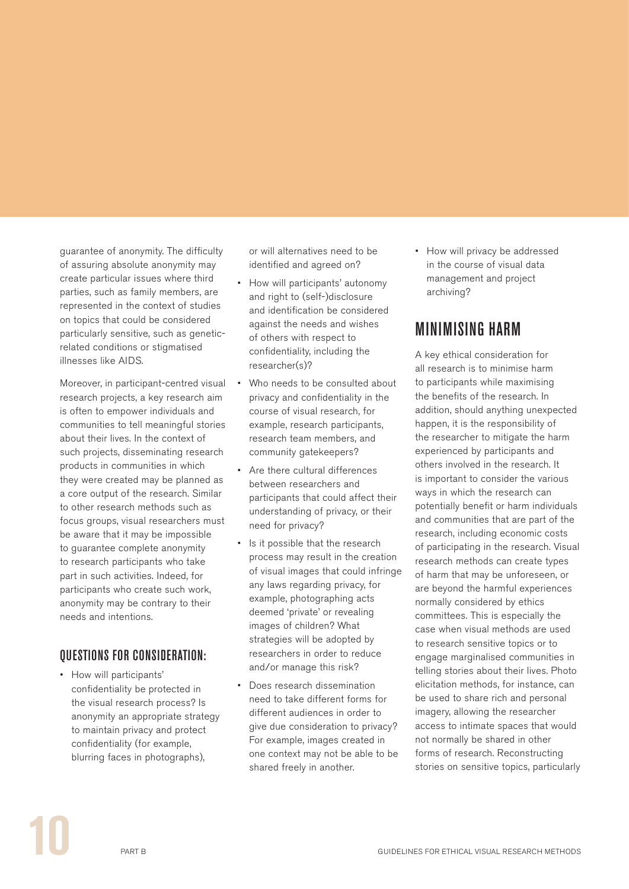guarantee of anonymity. The difficulty of assuring absolute anonymity may create particular issues where third parties, such as family members, are represented in the context of studies on topics that could be considered particularly sensitive, such as genetic-related conditions or stigmatised illnesses like AIDS.

Moreover, in participant-centred visual research projects, a key research aim is often to empower individuals and communities to tell meaningful stories about their lives. In the context of such projects, disseminating research products in communities in which they were created may be planned as a core output of the research. Similar to other research methods such as focus groups, visual researchers must be aware that it may be impossible to guarantee complete anonymity to research participants who take part in such activities. Indeed, for participants who create such work, anonymity may be contrary to their needs and intentions.

### QUESTIONS FOR CONSIDERATION:

- How will participants' confidentiality be protected in the visual research process? Is anonymity an appropriate strategy to maintain privacy and protect confidentiality (for example, blurring faces in photographs), or will alternatives need to be identified and agreed on?
- How will participants' autonomy and right to (self-)disclosure and identification be considered against the needs and wishes of others with respect to confidentiality, including the researcher(s)?
- Who needs to be consulted about privacy and confidentiality in the course of visual research, for example, research participants, research team members, and community gatekeepers?
- Are there cultural differences between researchers and participants that could affect their understanding of privacy, or their need for privacy?
- Is it possible that the research process may result in the creation of visual images that could infringe any laws regarding privacy, for example, photographing acts deemed 'private' or revealing images of children? What strategies will be adopted by researchers in order to reduce and/or manage this risk?
- Does research dissemination need to take different forms for different audiences in order to give due consideration to privacy? For example, images created in one context may not be able to be shared freely in another.
- How will privacy be addressed in the course of visual data management and project archiving?

## MINIMISING HARM

A key ethical consideration for all research is to minimise harm to participants while maximising the benefits of the research. In addition, should anything unexpected happen, it is the responsibility of the researcher to mitigate the harm experienced by participants and others involved in the research. It is important to consider the various ways in which the research can potentially benefit or harm individuals and communities that are part of the research, including economic costs of participating in the research. Visual research methods can create types of harm that may be unforeseen, or are beyond the harmful experiences normally considered by ethics committees. This is especially the case when visual methods are used to research sensitive topics or to engage marginalised communities in telling stories about their lives. Photo elicitation methods, for instance, can be used to share rich and personal imagery, allowing the researcher access to intimate spaces that would not normally be shared in other forms of research. Reconstructing stories on sensitive topics, particularly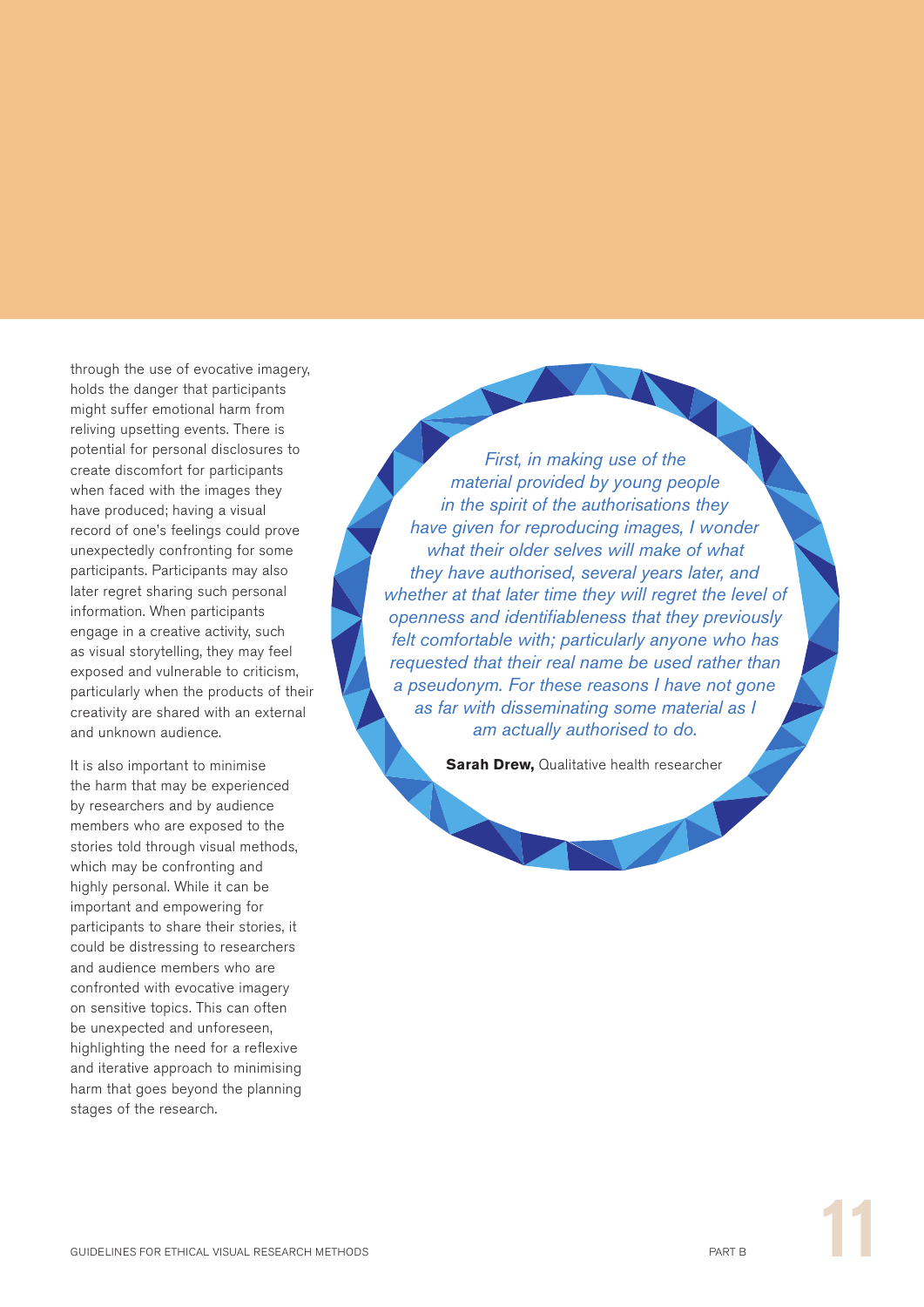through the use of evocative imagery, holds the danger that participants might suffer emotional harm from reliving upsetting events. There is potential for personal disclosures to create discomfort for participants when faced with the images they have produced; having a visual record of one's feelings could prove unexpectedly confronting for some participants. Participants may also later regret sharing such personal information. When participants engage in a creative activity, such as visual storytelling, they may feel exposed and vulnerable to criticism, particularly when the products of their creativity are shared with an external and unknown audience.

It is also important to minimise the harm that may be experienced by researchers and by audience members who are exposed to the stories told through visual methods, which may be confronting and highly personal. While it can be important and empowering for participants to share their stories, it could be distressing to researchers and audience members who are confronted with evocative imagery on sensitive topics. This can often be unexpected and unforeseen, highlighting the need for a reflexive and iterative approach to minimising harm that goes beyond the planning stages of the research.

> *First, in making use of the material provided by young people in the spirit of the authorisations they have given for reproducing images, I wonder what their older selves will make of what they have authorised, several years later, and whether at that later time they will regret the level of openness and identifiableness that they previously felt comfortable with; particularly anyone who has requested that their real name be used rather than a pseudonym. For these reasons I have not gone as far with disseminating some material as I am actually authorised to do.*
>
> **Sarah Drew,** Qualitative health researcher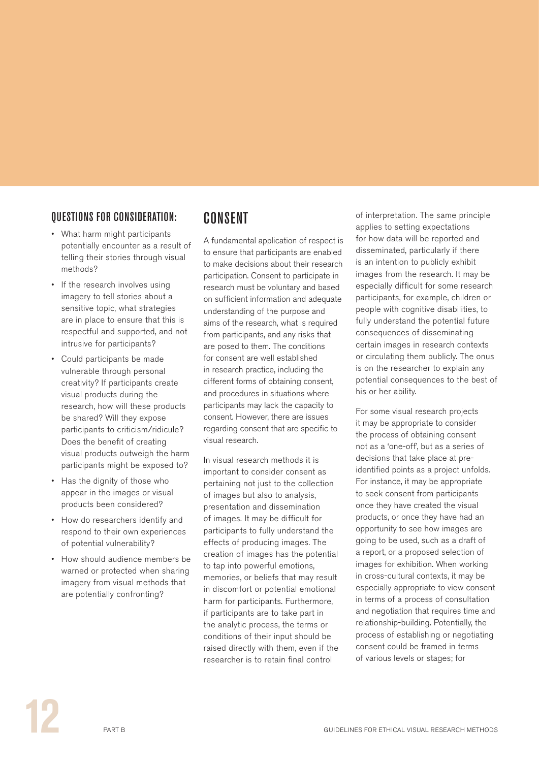### QUESTIONS FOR CONSIDERATION:

- What harm might participants potentially encounter as a result of telling their stories through visual methods?
- If the research involves using imagery to tell stories about a sensitive topic, what strategies are in place to ensure that this is respectful and supported, and not intrusive for participants?
- Could participants be made vulnerable through personal creativity? If participants create visual products during the research, how will these products be shared? Will they expose participants to criticism/ridicule? Does the benefit of creating visual products outweigh the harm participants might be exposed to?
- Has the dignity of those who appear in the images or visual products been considered?
- How do researchers identify and respond to their own experiences of potential vulnerability?
- How should audience members be warned or protected when sharing imagery from visual methods that are potentially confronting?

## CONSENT

A fundamental application of respect is to ensure that participants are enabled to make decisions about their research participation. Consent to participate in research must be voluntary and based on sufficient information and adequate understanding of the purpose and aims of the research, what is required from participants, and any risks that are posed to them. The conditions for consent are well established in research practice, including the different forms of obtaining consent, and procedures in situations where participants may lack the capacity to consent. However, there are issues regarding consent that are specific to visual research.

In visual research methods it is important to consider consent as pertaining not just to the collection of images but also to analysis, presentation and dissemination of images. It may be difficult for participants to fully understand the effects of producing images. The creation of images has the potential to tap into powerful emotions, memories, or beliefs that may result in discomfort or potential emotional harm for participants. Furthermore, if participants are to take part in the analytic process, the terms or conditions of their input should be raised directly with them, even if the researcher is to retain final control of interpretation. The same principle applies to setting expectations for how data will be reported and disseminated, particularly if there is an intention to publicly exhibit images from the research. It may be especially difficult for some research participants, for example, children or people with cognitive disabilities, to fully understand the potential future consequences of disseminating certain images in research contexts or circulating them publicly. The onus is on the researcher to explain any potential consequences to the best of his or her ability.

For some visual research projects it may be appropriate to consider the process of obtaining consent not as a 'one-off', but as a series of decisions that take place at pre-identified points as a project unfolds. For instance, it may be appropriate to seek consent from participants once they have created the visual products, or once they have had an opportunity to see how images are going to be used, such as a draft of a report, or a proposed selection of images for exhibition. When working in cross-cultural contexts, it may be especially appropriate to view consent in terms of a process of consultation and negotiation that requires time and relationship-building. Potentially, the process of establishing or negotiating consent could be framed in terms of various levels or stages; for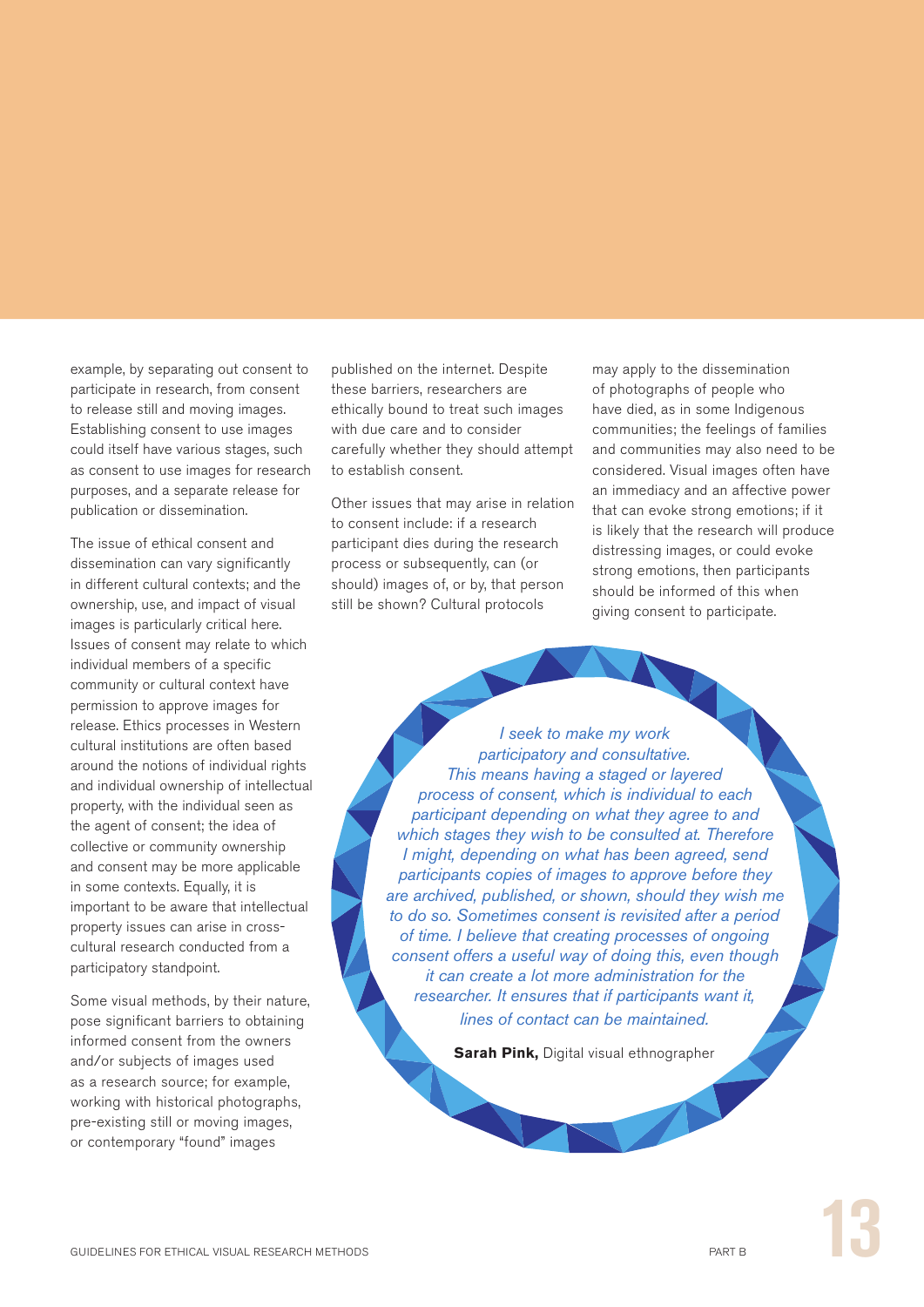example, by separating out consent to participate in research, from consent to release still and moving images. Establishing consent to use images could itself have various stages, such as consent to use images for research purposes, and a separate release for publication or dissemination.

The issue of ethical consent and dissemination can vary significantly in different cultural contexts; and the ownership, use, and impact of visual images is particularly critical here. Issues of consent may relate to which individual members of a specific community or cultural context have permission to approve images for release. Ethics processes in Western cultural institutions are often based around the notions of individual rights and individual ownership of intellectual property, with the individual seen as the agent of consent; the idea of collective or community ownership and consent may be more applicable in some contexts. Equally, it is important to be aware that intellectual property issues can arise in cross-cultural research conducted from a participatory standpoint.

Some visual methods, by their nature, pose significant barriers to obtaining informed consent from the owners and/or subjects of images used as a research source; for example, working with historical photographs, pre-existing still or moving images, or contemporary "found" images published on the internet. Despite these barriers, researchers are ethically bound to treat such images with due care and to consider carefully whether they should attempt to establish consent.

Other issues that may arise in relation to consent include: if a research participant dies during the research process or subsequently, can (or should) images of, or by, that person still be shown? Cultural protocols may apply to the dissemination of photographs of people who have died, as in some Indigenous communities; the feelings of families and communities may also need to be considered. Visual images often have an immediacy and an affective power that can evoke strong emotions; if it is likely that the research will produce distressing images, or could evoke strong emotions, then participants should be informed of this when giving consent to participate.

> *I seek to make my work participatory and consultative. This means having a staged or layered process of consent, which is individual to each participant depending on what they agree to and which stages they wish to be consulted at. Therefore I might, depending on what has been agreed, send participants copies of images to approve before they are archived, published, or shown, should they wish me to do so. Sometimes consent is revisited after a period of time. I believe that creating processes of ongoing consent offers a useful way of doing this, even though it can create a lot more administration for the researcher. It ensures that if participants want it, lines of contact can be maintained.*
>
> **Sarah Pink,** Digital visual ethnographer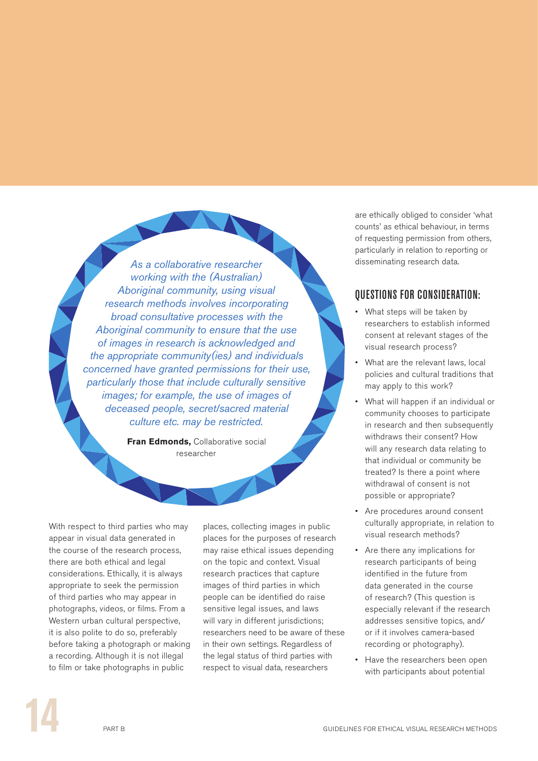> *As a collaborative researcher working with the (Australian) Aboriginal community, using visual research methods involves incorporating broad consultative processes with the Aboriginal community to ensure that the use of images in research is acknowledged and the appropriate community(ies) and individuals concerned have granted permissions for their use, particularly those that include culturally sensitive images; for example, the use of images of deceased people, secret/sacred material culture etc. may be restricted.*
>
> **Fran Edmonds,** Collaborative social researcher

With respect to third parties who may appear in visual data generated in the course of the research process, there are both ethical and legal considerations. Ethically, it is always appropriate to seek the permission of third parties who may appear in photographs, videos, or films. From a Western urban cultural perspective, it is also polite to do so, preferably before taking a photograph or making a recording. Although it is not illegal to film or take photographs in public places, collecting images in public places for the purposes of research may raise ethical issues depending on the topic and context. Visual research practices that capture images of third parties in which people can be identified do raise sensitive legal issues, and laws will vary in different jurisdictions; researchers need to be aware of these in their own settings. Regardless of the legal status of third parties with respect to visual data, researchers are ethically obliged to consider 'what counts' as ethical behaviour, in terms of requesting permission from others, particularly in relation to reporting or disseminating research data.

## QUESTIONS FOR CONSIDERATION:

- What steps will be taken by researchers to establish informed consent at relevant stages of the visual research process?
- What are the relevant laws, local policies and cultural traditions that may apply to this work?
- What will happen if an individual or community chooses to participate in research and then subsequently withdraws their consent? How will any research data relating to that individual or community be treated? Is there a point where withdrawal of consent is not possible or appropriate?
- Are procedures around consent culturally appropriate, in relation to visual research methods?
- Are there any implications for research participants of being identified in the future from data generated in the course of research? (This question is especially relevant if the research addresses sensitive topics, and/or if it involves camera-based recording or photography).
- Have the researchers been open with participants about potential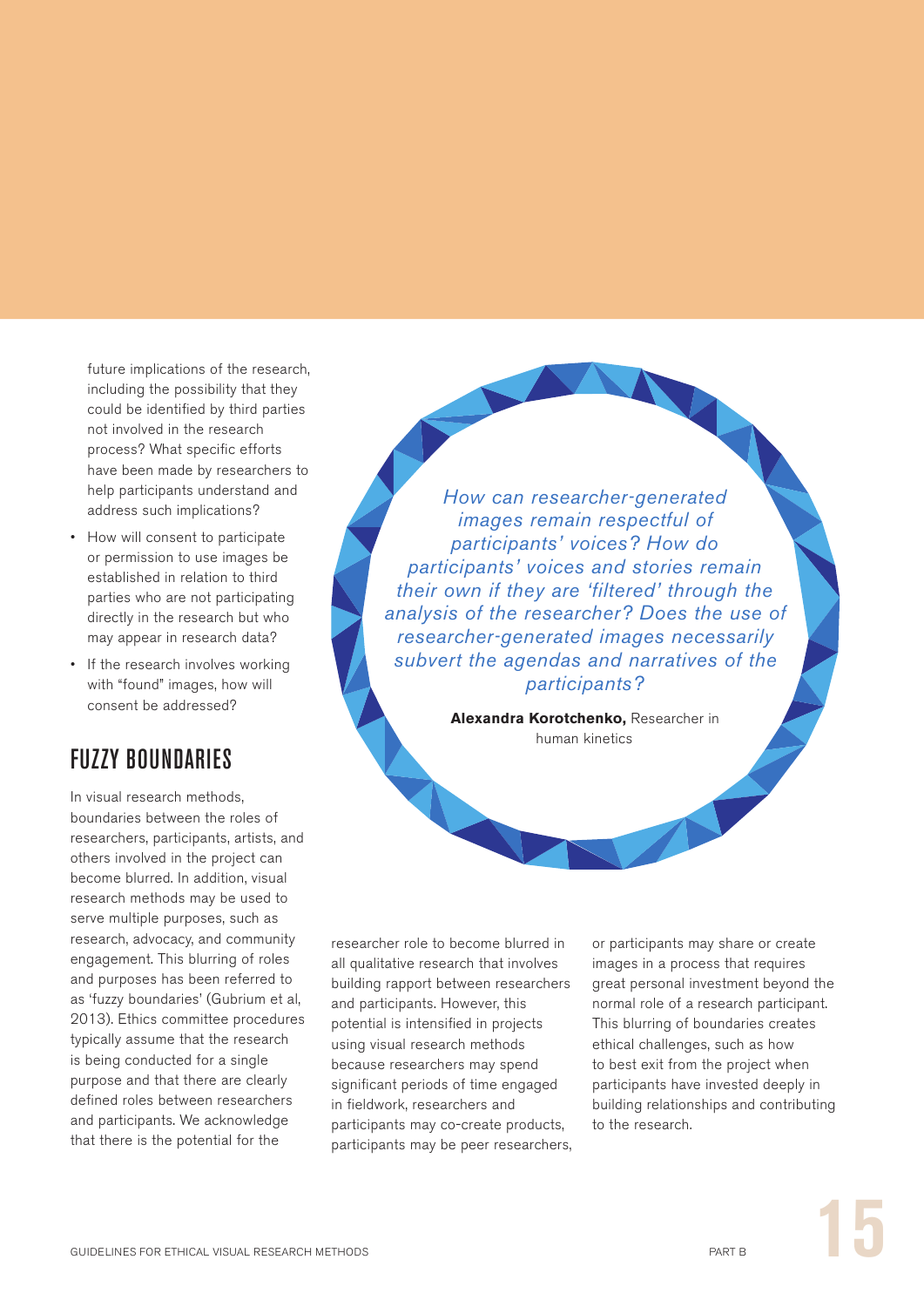future implications of the research, including the possibility that they could be identified by third parties not involved in the research process? What specific efforts have been made by researchers to help participants understand and address such implications?

- How will consent to participate or permission to use images be established in relation to third parties who are not participating directly in the research but who may appear in research data?
- If the research involves working with "found" images, how will consent be addressed?

*How can researcher-generated images remain respectful of participants' voices? How do participants' voices and stories remain their own if they are 'filtered' through the analysis of the researcher? Does the use of researcher-generated images necessarily subvert the agendas and narratives of the participants?*

**Alexandra Korotchenko,** Researcher in human kinetics

## FUZZY BOUNDARIES

In visual research methods, boundaries between the roles of researchers, participants, artists, and others involved in the project can become blurred. In addition, visual research methods may be used to serve multiple purposes, such as research, advocacy, and community engagement. This blurring of roles and purposes has been referred to as 'fuzzy boundaries' (Gubrium et al, 2013). Ethics committee procedures typically assume that the research is being conducted for a single purpose and that there are clearly defined roles between researchers and participants. We acknowledge that there is the potential for the researcher role to become blurred in all qualitative research that involves building rapport between researchers and participants. However, this potential is intensified in projects using visual research methods because researchers may spend significant periods of time engaged in fieldwork, researchers and participants may co-create products, participants may be peer researchers, or participants may share or create images in a process that requires great personal investment beyond the normal role of a research participant. This blurring of boundaries creates ethical challenges, such as how to best exit from the project when participants have invested deeply in building relationships and contributing to the research.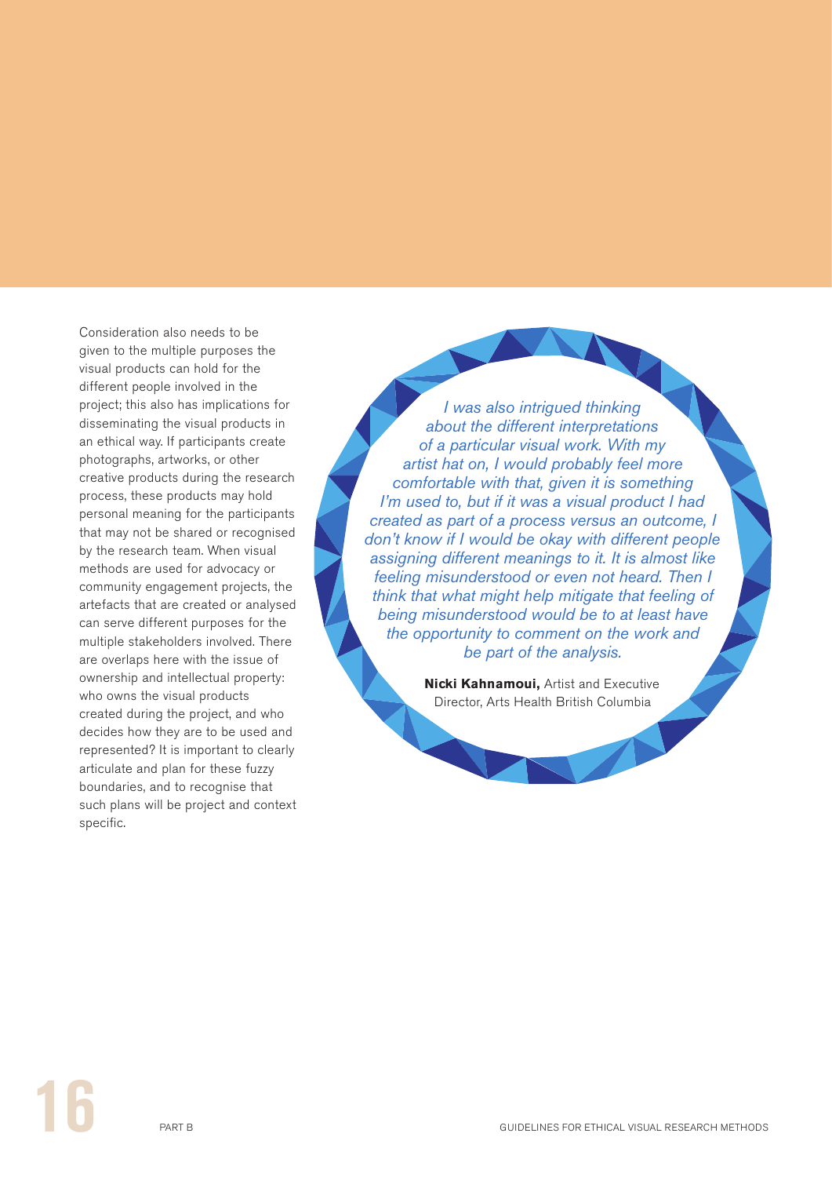Consideration also needs to be given to the multiple purposes the visual products can hold for the different people involved in the project; this also has implications for disseminating the visual products in an ethical way. If participants create photographs, artworks, or other creative products during the research process, these products may hold personal meaning for the participants that may not be shared or recognised by the research team. When visual methods are used for advocacy or community engagement projects, the artefacts that are created or analysed can serve different purposes for the multiple stakeholders involved. There are overlaps here with the issue of ownership and intellectual property: who owns the visual products created during the project, and who decides how they are to be used and represented? It is important to clearly articulate and plan for these fuzzy boundaries, and to recognise that such plans will be project and context specific.

*I was also intrigued thinking about the different interpretations of a particular visual work. With my artist hat on, I would probably feel more comfortable with that, given it is something I'm used to, but if it was a visual product I had created as part of a process versus an outcome, I don't know if I would be okay with different people assigning different meanings to it. It is almost like feeling misunderstood or even not heard. Then I think that what might help mitigate that feeling of being misunderstood would be to at least have the opportunity to comment on the work and be part of the analysis.*

**Nicki Kahnamoui,** Artist and Executive Director, Arts Health British Columbia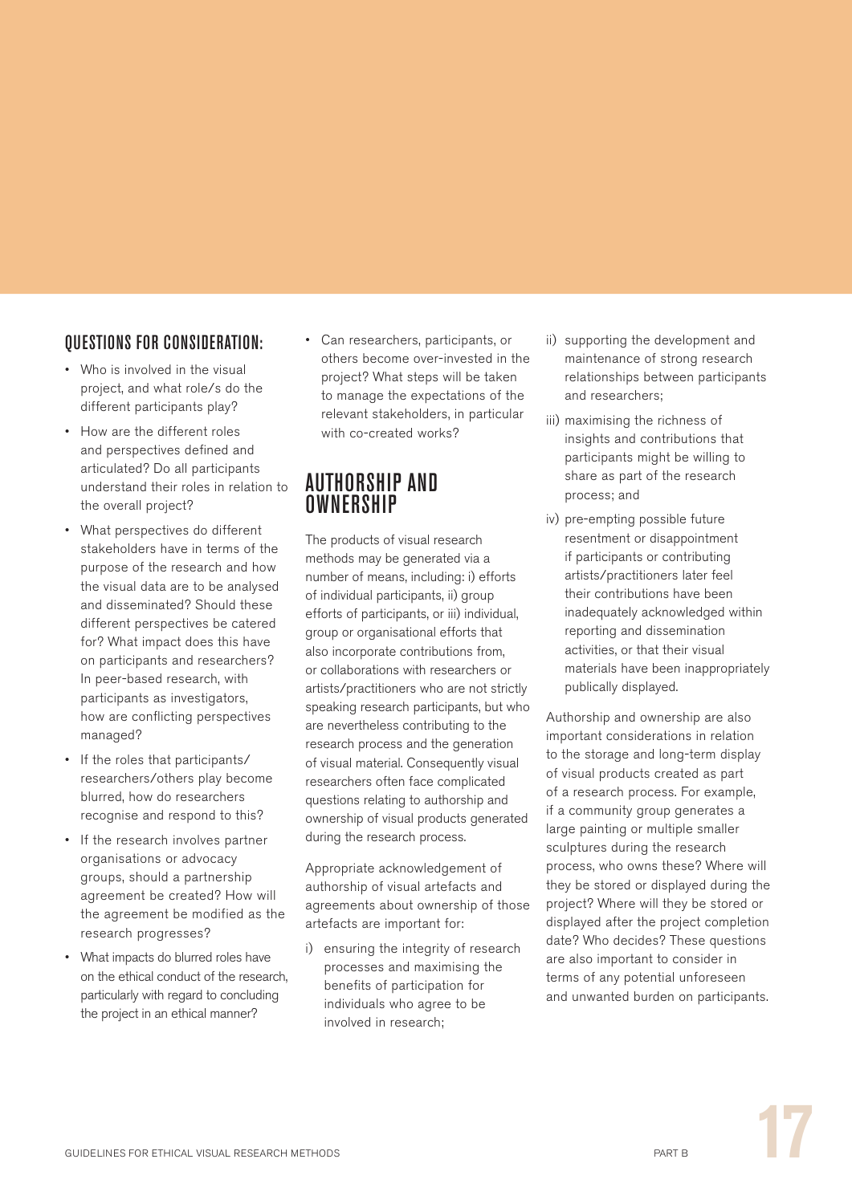### QUESTIONS FOR CONSIDERATION:

- Who is involved in the visual project, and what role/s do the different participants play?
- How are the different roles and perspectives defined and articulated? Do all participants understand their roles in relation to the overall project?
- What perspectives do different stakeholders have in terms of the purpose of the research and how the visual data are to be analysed and disseminated? Should these different perspectives be catered for? What impact does this have on participants and researchers? In peer-based research, with participants as investigators, how are conflicting perspectives managed?
- If the roles that participants/researchers/others play become blurred, how do researchers recognise and respond to this?
- If the research involves partner organisations or advocacy groups, should a partnership agreement be created? How will the agreement be modified as the research progresses?
- What impacts do blurred roles have on the ethical conduct of the research, particularly with regard to concluding the project in an ethical manner?
- Can researchers, participants, or others become over-invested in the project? What steps will be taken to manage the expectations of the relevant stakeholders, in particular with co-created works?

## AUTHORSHIP AND OWNERSHIP

The products of visual research methods may be generated via a number of means, including: i) efforts of individual participants, ii) group efforts of participants, or iii) individual, group or organisational efforts that also incorporate contributions from, or collaborations with researchers or artists/practitioners who are not strictly speaking research participants, but who are nevertheless contributing to the research process and the generation of visual material. Consequently visual researchers often face complicated questions relating to authorship and ownership of visual products generated during the research process.

Appropriate acknowledgement of authorship of visual artefacts and agreements about ownership of those artefacts are important for:

i) ensuring the integrity of research processes and maximising the benefits of participation for individuals who agree to be involved in research;

ii) supporting the development and maintenance of strong research relationships between participants and researchers;

iii) maximising the richness of insights and contributions that participants might be willing to share as part of the research process; and

iv) pre-empting possible future resentment or disappointment if participants or contributing artists/practitioners later feel their contributions have been inadequately acknowledged within reporting and dissemination activities, or that their visual materials have been inappropriately publically displayed.

Authorship and ownership are also important considerations in relation to the storage and long-term display of visual products created as part of a research process. For example, if a community group generates a large painting or multiple smaller sculptures during the research process, who owns these? Where will they be stored or displayed during the project? Where will they be stored or displayed after the project completion date? Who decides? These questions are also important to consider in terms of any potential unforeseen and unwanted burden on participants.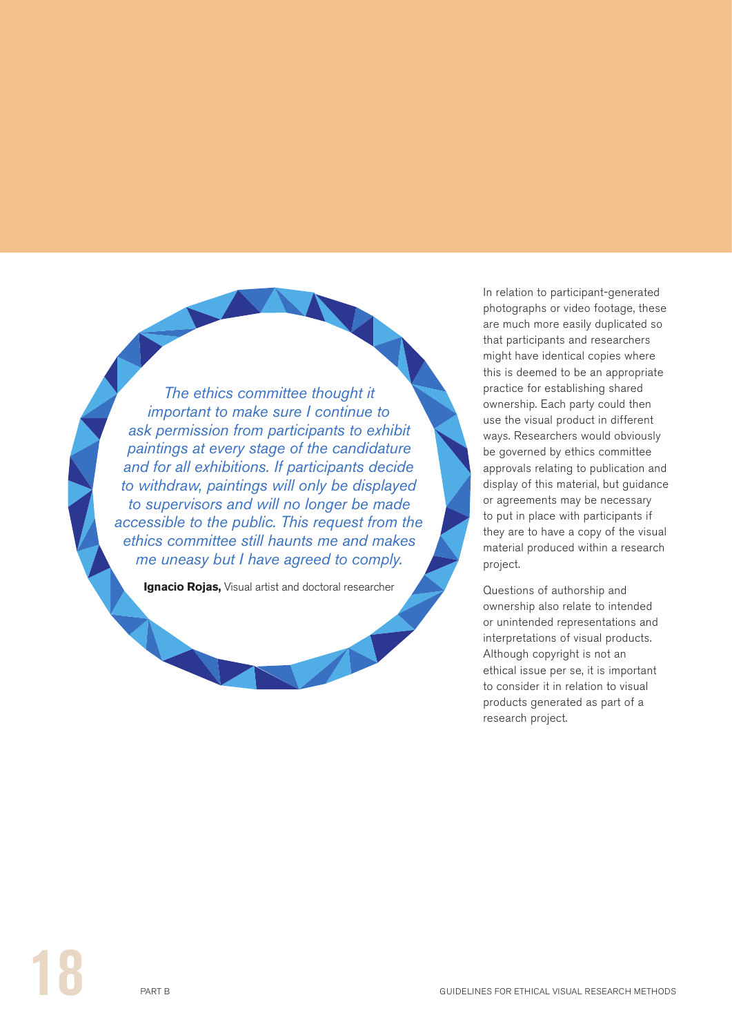*The ethics committee thought it important to make sure I continue to ask permission from participants to exhibit paintings at every stage of the candidature and for all exhibitions. If participants decide to withdraw, paintings will only be displayed to supervisors and will no longer be made accessible to the public. This request from the ethics committee still haunts me and makes me uneasy but I have agreed to comply.*

**Ignacio Rojas,** Visual artist and doctoral researcher

In relation to participant-generated photographs or video footage, these are much more easily duplicated so that participants and researchers might have identical copies where this is deemed to be an appropriate practice for establishing shared ownership. Each party could then use the visual product in different ways. Researchers would obviously be governed by ethics committee approvals relating to publication and display of this material, but guidance or agreements may be necessary to put in place with participants if they are to have a copy of the visual material produced within a research project.

Questions of authorship and ownership also relate to intended or unintended representations and interpretations of visual products. Although copyright is not an ethical issue per se, it is important to consider it in relation to visual products generated as part of a research project.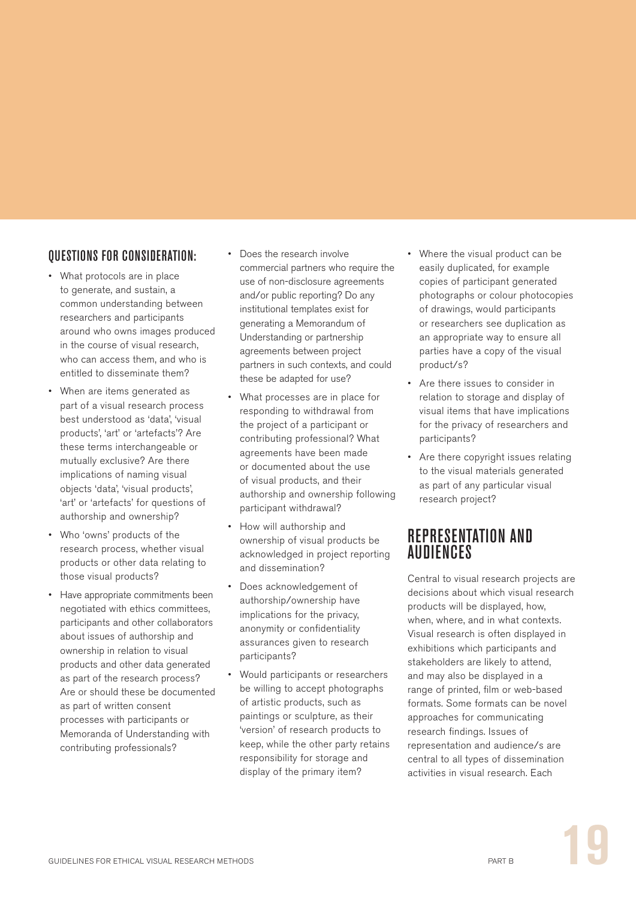### QUESTIONS FOR CONSIDERATION:

- What protocols are in place to generate, and sustain, a common understanding between researchers and participants around who owns images produced in the course of visual research, who can access them, and who is entitled to disseminate them?
- When are items generated as part of a visual research process best understood as 'data', 'visual products', 'art' or 'artefacts'? Are these terms interchangeable or mutually exclusive? Are there implications of naming visual objects 'data', 'visual products', 'art' or 'artefacts' for questions of authorship and ownership?
- Who 'owns' products of the research process, whether visual products or other data relating to those visual products?
- Have appropriate commitments been negotiated with ethics committees, participants and other collaborators about issues of authorship and ownership in relation to visual products and other data generated as part of the research process? Are or should these be documented as part of written consent processes with participants or Memoranda of Understanding with contributing professionals?
- Does the research involve commercial partners who require the use of non-disclosure agreements and/or public reporting? Do any institutional templates exist for generating a Memorandum of Understanding or partnership agreements between project partners in such contexts, and could these be adapted for use?
- What processes are in place for responding to withdrawal from the project of a participant or contributing professional? What agreements have been made or documented about the use of visual products, and their authorship and ownership following participant withdrawal?
- How will authorship and ownership of visual products be acknowledged in project reporting and dissemination?
- Does acknowledgement of authorship/ownership have implications for the privacy, anonymity or confidentiality assurances given to research participants?
- Would participants or researchers be willing to accept photographs of artistic products, such as paintings or sculpture, as their 'version' of research products to keep, while the other party retains responsibility for storage and display of the primary item?
- Where the visual product can be easily duplicated, for example copies of participant generated photographs or colour photocopies of drawings, would participants or researchers see duplication as an appropriate way to ensure all parties have a copy of the visual product/s?
- Are there issues to consider in relation to storage and display of visual items that have implications for the privacy of researchers and participants?
- Are there copyright issues relating to the visual materials generated as part of any particular visual research project?

## REPRESENTATION AND AUDIENCES

Central to visual research projects are decisions about which visual research products will be displayed, how, when, where, and in what contexts. Visual research is often displayed in exhibitions which participants and stakeholders are likely to attend, and may also be displayed in a range of printed, film or web-based formats. Some formats can be novel approaches for communicating research findings. Issues of representation and audience/s are central to all types of dissemination activities in visual research. Each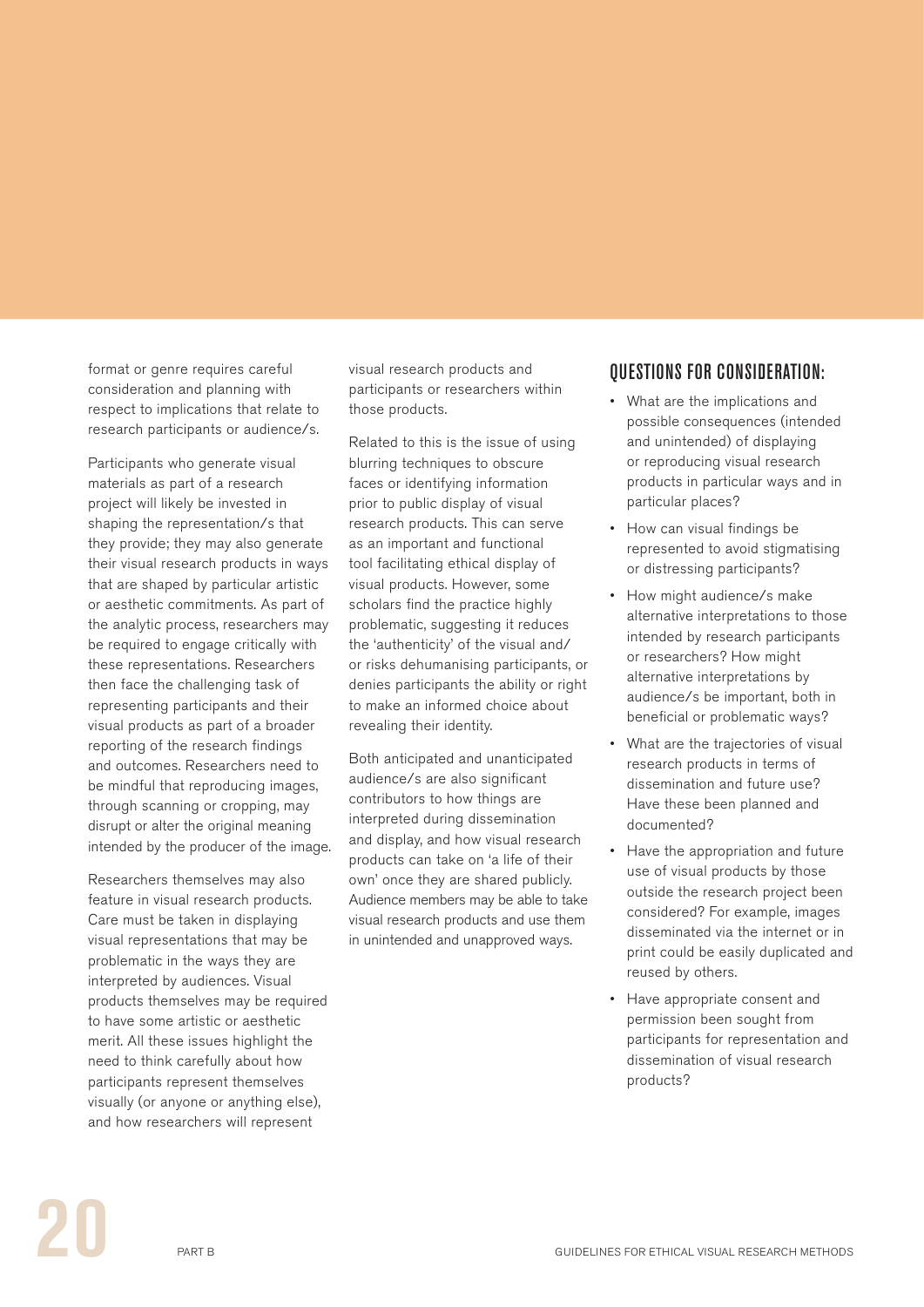format or genre requires careful consideration and planning with respect to implications that relate to research participants or audience/s.

Participants who generate visual materials as part of a research project will likely be invested in shaping the representation/s that they provide; they may also generate their visual research products in ways that are shaped by particular artistic or aesthetic commitments. As part of the analytic process, researchers may be required to engage critically with these representations. Researchers then face the challenging task of representing participants and their visual products as part of a broader reporting of the research findings and outcomes. Researchers need to be mindful that reproducing images, through scanning or cropping, may disrupt or alter the original meaning intended by the producer of the image.

Researchers themselves may also feature in visual research products. Care must be taken in displaying visual representations that may be problematic in the ways they are interpreted by audiences. Visual products themselves may be required to have some artistic or aesthetic merit. All these issues highlight the need to think carefully about how participants represent themselves visually (or anyone or anything else), and how researchers will represent visual research products and participants or researchers within those products.

Related to this is the issue of using blurring techniques to obscure faces or identifying information prior to public display of visual research products. This can serve as an important and functional tool facilitating ethical display of visual products. However, some scholars find the practice highly problematic, suggesting it reduces the 'authenticity' of the visual and/or risks dehumanising participants, or denies participants the ability or right to make an informed choice about revealing their identity.

Both anticipated and unanticipated audience/s are also significant contributors to how things are interpreted during dissemination and display, and how visual research products can take on 'a life of their own' once they are shared publicly. Audience members may be able to take visual research products and use them in unintended and unapproved ways.

## QUESTIONS FOR CONSIDERATION:

- What are the implications and possible consequences (intended and unintended) of displaying or reproducing visual research products in particular ways and in particular places?
- How can visual findings be represented to avoid stigmatising or distressing participants?
- How might audience/s make alternative interpretations to those intended by research participants or researchers? How might alternative interpretations by audience/s be important, both in beneficial or problematic ways?
- What are the trajectories of visual research products in terms of dissemination and future use? Have these been planned and documented?
- Have the appropriation and future use of visual products by those outside the research project been considered? For example, images disseminated via the internet or in print could be easily duplicated and reused by others.
- Have appropriate consent and permission been sought from participants for representation and dissemination of visual research products?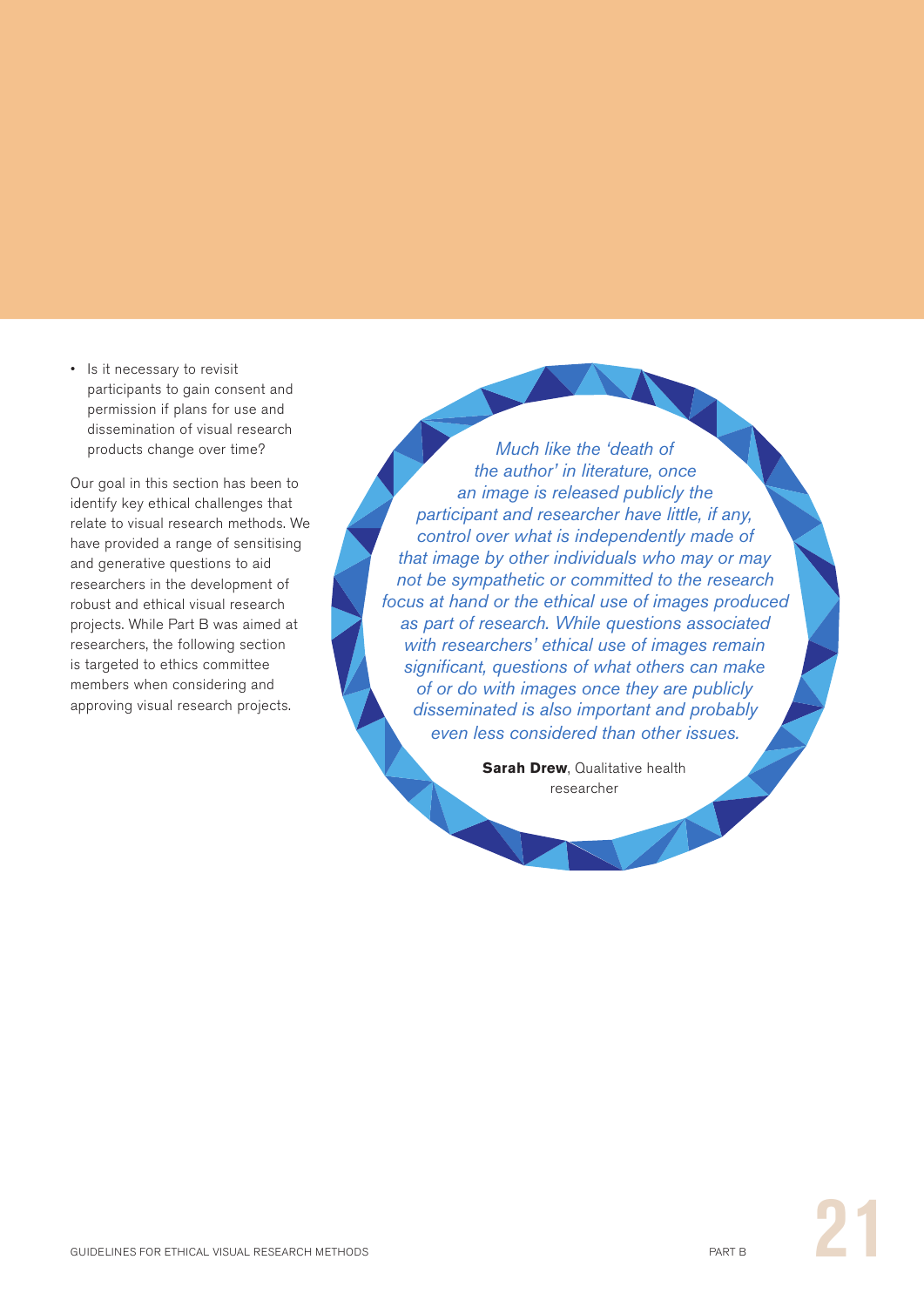- Is it necessary to revisit participants to gain consent and permission if plans for use and dissemination of visual research products change over time?

Our goal in this section has been to identify key ethical challenges that relate to visual research methods. We have provided a range of sensitising and generative questions to aid researchers in the development of robust and ethical visual research projects. While Part B was aimed at researchers, the following section is targeted to ethics committee members when considering and approving visual research projects.

*Much like the 'death of the author' in literature, once an image is released publicly the participant and researcher have little, if any, control over what is independently made of that image by other individuals who may or may not be sympathetic or committed to the research focus at hand or the ethical use of images produced as part of research. While questions associated with researchers' ethical use of images remain significant, questions of what others can make of or do with images once they are publicly disseminated is also important and probably even less considered than other issues.*

**Sarah Drew**, Qualitative health researcher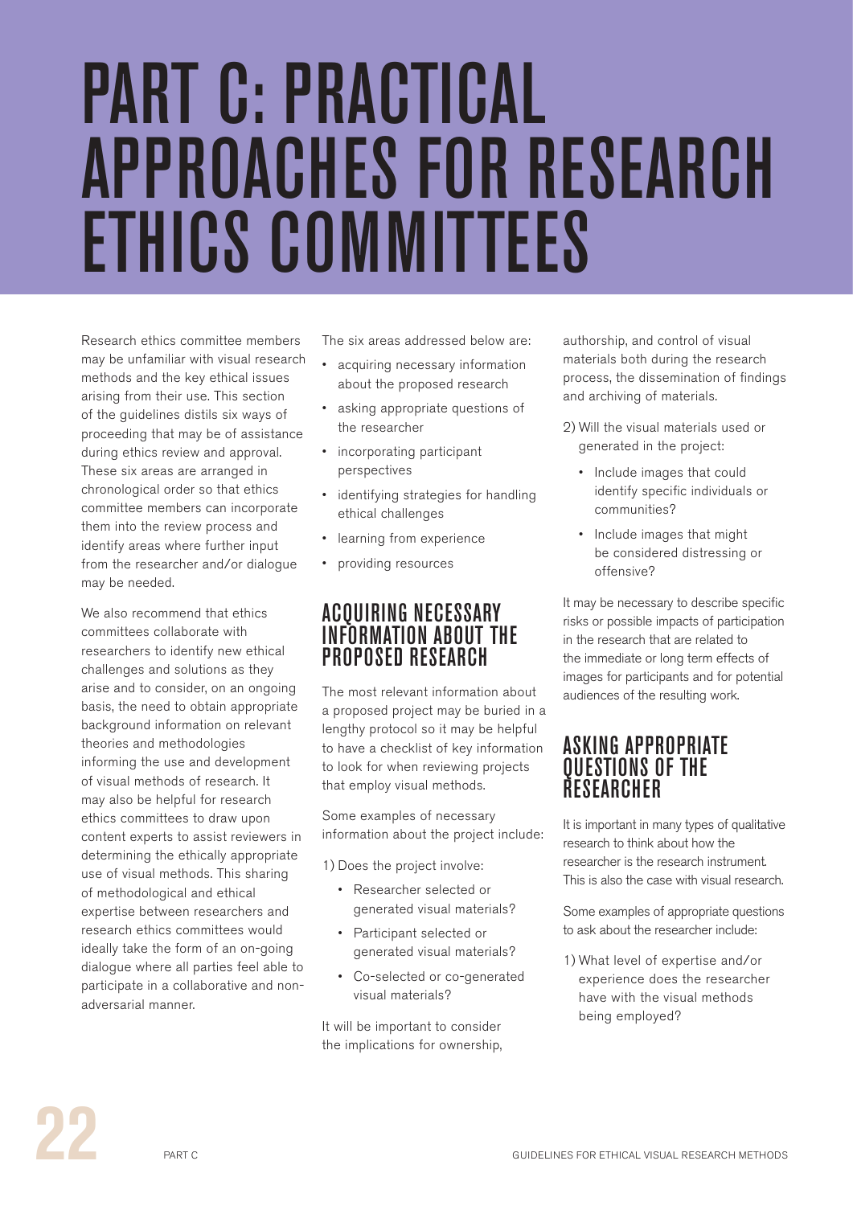# PART C: PRACTICAL APPROACHES FOR RESEARCH ETHICS COMMITTEES

Research ethics committee members may be unfamiliar with visual research methods and the key ethical issues arising from their use. This section of the guidelines distils six ways of proceeding that may be of assistance during ethics review and approval. These six areas are arranged in chronological order so that ethics committee members can incorporate them into the review process and identify areas where further input from the researcher and/or dialogue may be needed.

We also recommend that ethics committees collaborate with researchers to identify new ethical challenges and solutions as they arise and to consider, on an ongoing basis, the need to obtain appropriate background information on relevant theories and methodologies informing the use and development of visual methods of research. It may also be helpful for research ethics committees to draw upon content experts to assist reviewers in determining the ethically appropriate use of visual methods. This sharing of methodological and ethical expertise between researchers and research ethics committees would ideally take the form of an on-going dialogue where all parties feel able to participate in a collaborative and non-adversarial manner.

The six areas addressed below are:

- acquiring necessary information about the proposed research
- asking appropriate questions of the researcher
- incorporating participant perspectives
- identifying strategies for handling ethical challenges
- learning from experience
- providing resources

## ACQUIRING NECESSARY INFORMATION ABOUT THE PROPOSED RESEARCH

The most relevant information about a proposed project may be buried in a lengthy protocol so it may be helpful to have a checklist of key information to look for when reviewing projects that employ visual methods.

Some examples of necessary information about the project include:

1) Does the project involve:
   - Researcher selected or generated visual materials?
   - Participant selected or generated visual materials?
   - Co-selected or co-generated visual materials?

It will be important to consider the implications for ownership, authorship, and control of visual materials both during the research process, the dissemination of findings and archiving of materials.

2) Will the visual materials used or generated in the project:
   - Include images that could identify specific individuals or communities?
   - Include images that might be considered distressing or offensive?

It may be necessary to describe specific risks or possible impacts of participation in the research that are related to the immediate or long term effects of images for participants and for potential audiences of the resulting work.

## ASKING APPROPRIATE QUESTIONS OF THE RESEARCHER

It is important in many types of qualitative research to think about how the researcher is the research instrument. This is also the case with visual research.

Some examples of appropriate questions to ask about the researcher include:

1) What level of expertise and/or experience does the researcher have with the visual methods being employed?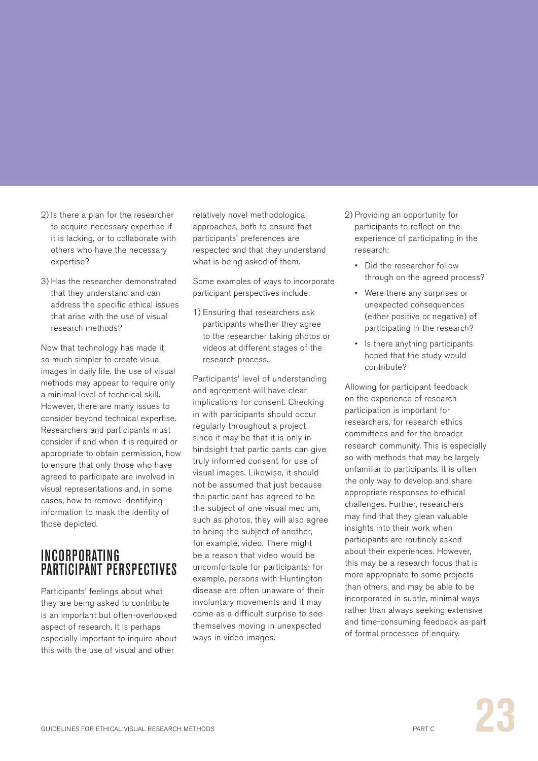2) Is there a plan for the researcher to acquire necessary expertise if it is lacking, or to collaborate with others who have the necessary expertise?

3) Has the researcher demonstrated that they understand and can address the specific ethical issues that arise with the use of visual research methods?

Now that technology has made it so much simpler to create visual images in daily life, the use of visual methods may appear to require only a minimal level of technical skill. However, there are many issues to consider beyond technical expertise. Researchers and participants must consider if and when it is required or appropriate to obtain permission, how to ensure that only those who have agreed to participate are involved in visual representations and, in some cases, how to remove identifying information to mask the identity of those depicted.

## INCORPORATING PARTICIPANT PERSPECTIVES

Participants' feelings about what they are being asked to contribute is an important but often-overlooked aspect of research. It is perhaps especially important to inquire about this with the use of visual and other relatively novel methodological approaches, both to ensure that participants' preferences are respected and that they understand what is being asked of them.

Some examples of ways to incorporate participant perspectives include:

1) Ensuring that researchers ask participants whether they agree to the researcher taking photos or videos at different stages of the research process.

Participants' level of understanding and agreement will have clear implications for consent. Checking in with participants should occur regularly throughout a project since it may be that it is only in hindsight that participants can give truly informed consent for use of visual images. Likewise, it should not be assumed that just because the participant has agreed to be the subject of one visual medium, such as photos, they will also agree to being the subject of another, for example, video. There might be a reason that video would be uncomfortable for participants; for example, persons with Huntington disease are often unaware of their involuntary movements and it may come as a difficult surprise to see themselves moving in unexpected ways in video images.

2) Providing an opportunity for participants to reflect on the experience of participating in the research:

- Did the researcher follow through on the agreed process?
- Were there any surprises or unexpected consequences (either positive or negative) of participating in the research?
- Is there anything participants hoped that the study would contribute?

Allowing for participant feedback on the experience of research participation is important for researchers, for research ethics committees and for the broader research community. This is especially so with methods that may be largely unfamiliar to participants. It is often the only way to develop and share appropriate responses to ethical challenges. Further, researchers may find that they glean valuable insights into their work when participants are routinely asked about their experiences. However, this may be a research focus that is more appropriate to some projects than others, and may be able to be incorporated in subtle, minimal ways rather than always seeking extensive and time-consuming feedback as part of formal processes of enquiry.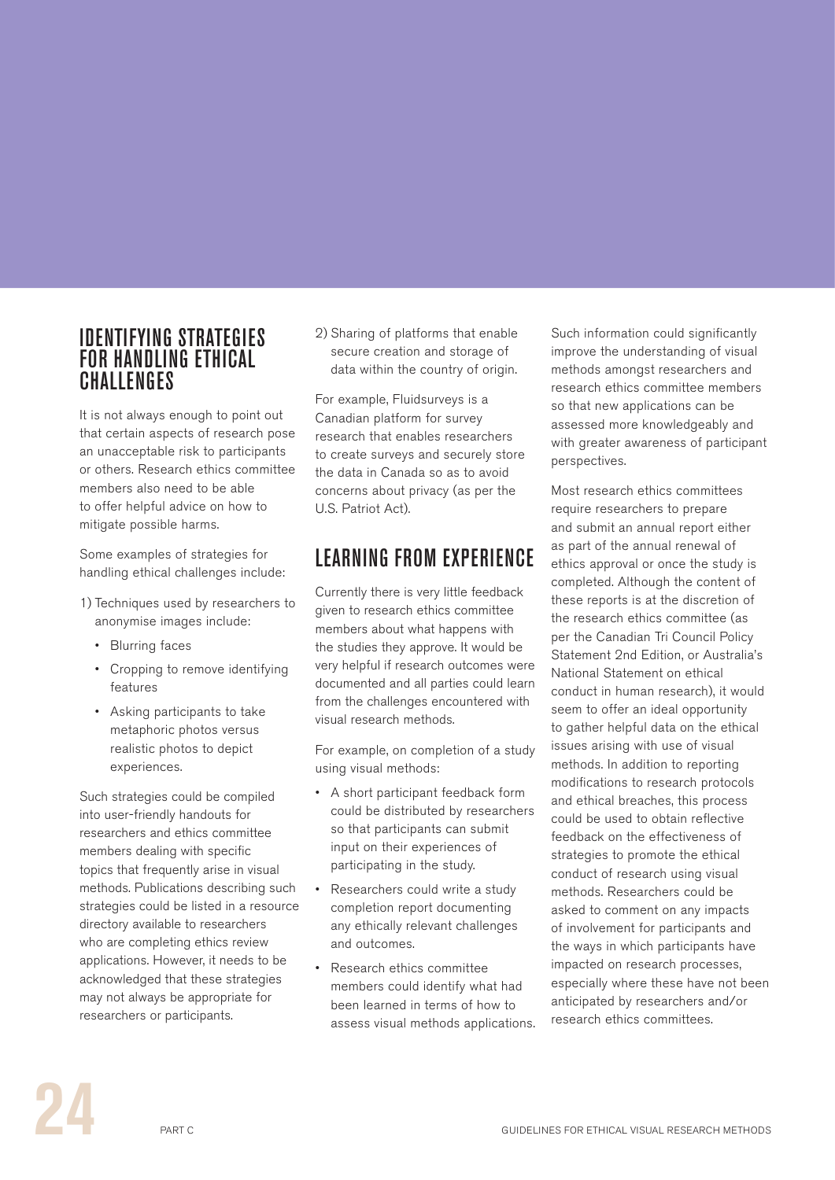## IDENTIFYING STRATEGIES FOR HANDLING ETHICAL CHALLENGES

It is not always enough to point out that certain aspects of research pose an unacceptable risk to participants or others. Research ethics committee members also need to be able to offer helpful advice on how to mitigate possible harms.

Some examples of strategies for handling ethical challenges include:

1) Techniques used by researchers to anonymise images include:
   - Blurring faces
   - Cropping to remove identifying features
   - Asking participants to take metaphoric photos versus realistic photos to depict experiences.

Such strategies could be compiled into user-friendly handouts for researchers and ethics committee members dealing with specific topics that frequently arise in visual methods. Publications describing such strategies could be listed in a resource directory available to researchers who are completing ethics review applications. However, it needs to be acknowledged that these strategies may not always be appropriate for researchers or participants.

2) Sharing of platforms that enable secure creation and storage of data within the country of origin.

For example, Fluidsurveys is a Canadian platform for survey research that enables researchers to create surveys and securely store the data in Canada so as to avoid concerns about privacy (as per the U.S. Patriot Act).

## LEARNING FROM EXPERIENCE

Currently there is very little feedback given to research ethics committee members about what happens with the studies they approve. It would be very helpful if research outcomes were documented and all parties could learn from the challenges encountered with visual research methods.

For example, on completion of a study using visual methods:

- A short participant feedback form could be distributed by researchers so that participants can submit input on their experiences of participating in the study.
- Researchers could write a study completion report documenting any ethically relevant challenges and outcomes.
- Research ethics committee members could identify what had been learned in terms of how to assess visual methods applications.

Such information could significantly improve the understanding of visual methods amongst researchers and research ethics committee members so that new applications can be assessed more knowledgeably and with greater awareness of participant perspectives.

Most research ethics committees require researchers to prepare and submit an annual report either as part of the annual renewal of ethics approval or once the study is completed. Although the content of these reports is at the discretion of the research ethics committee (as per the Canadian Tri Council Policy Statement 2nd Edition, or Australia's National Statement on ethical conduct in human research), it would seem to offer an ideal opportunity to gather helpful data on the ethical issues arising with use of visual methods. In addition to reporting modifications to research protocols and ethical breaches, this process could be used to obtain reflective feedback on the effectiveness of strategies to promote the ethical conduct of research using visual methods. Researchers could be asked to comment on any impacts of involvement for participants and the ways in which participants have impacted on research processes, especially where these have not been anticipated by researchers and/or research ethics committees.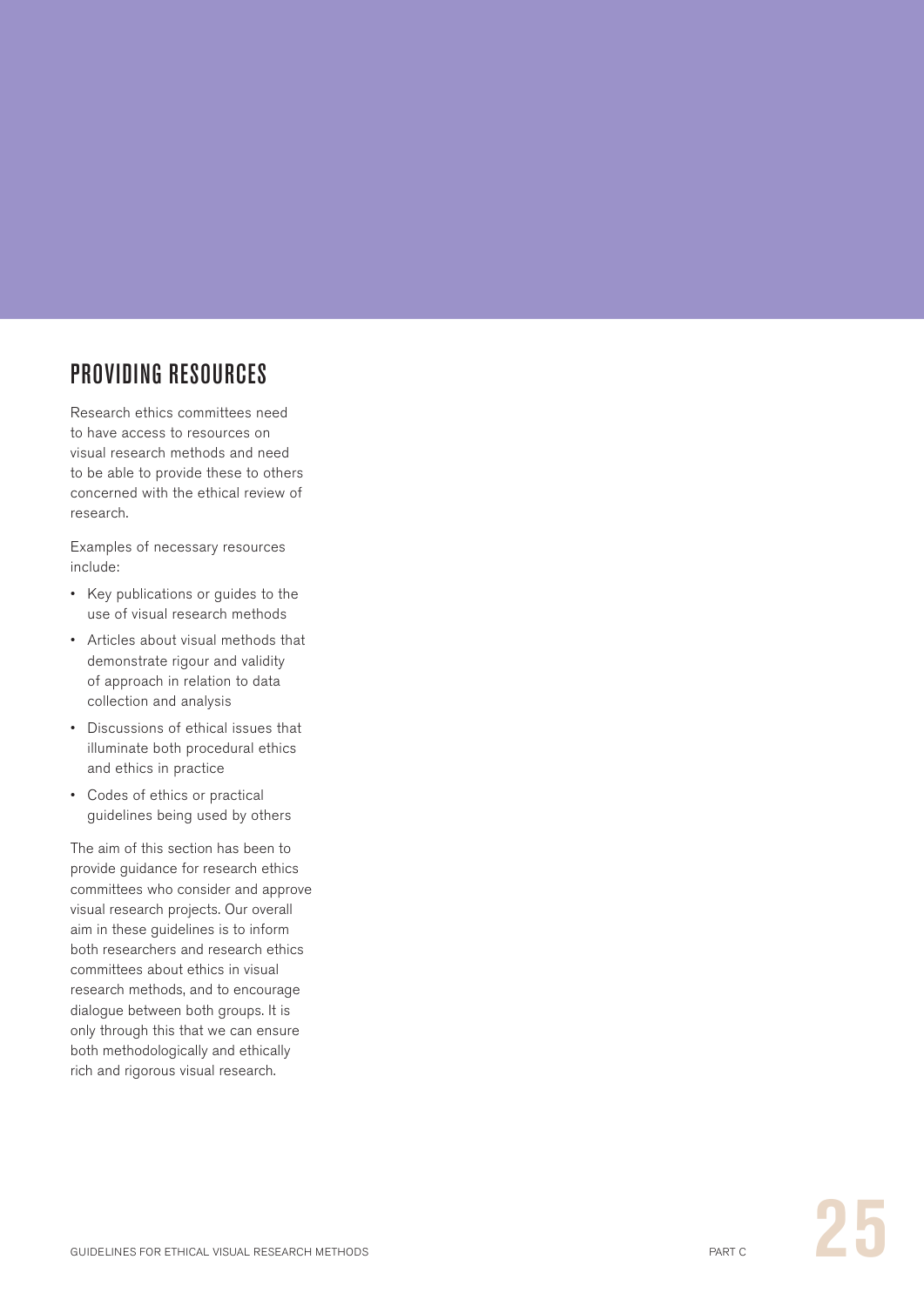## PROVIDING RESOURCES

Research ethics committees need to have access to resources on visual research methods and need to be able to provide these to others concerned with the ethical review of research.

Examples of necessary resources include:

- Key publications or guides to the use of visual research methods
- Articles about visual methods that demonstrate rigour and validity of approach in relation to data collection and analysis
- Discussions of ethical issues that illuminate both procedural ethics and ethics in practice
- Codes of ethics or practical guidelines being used by others

The aim of this section has been to provide guidance for research ethics committees who consider and approve visual research projects. Our overall aim in these guidelines is to inform both researchers and research ethics committees about ethics in visual research methods, and to encourage dialogue between both groups. It is only through this that we can ensure both methodologically and ethically rich and rigorous visual research.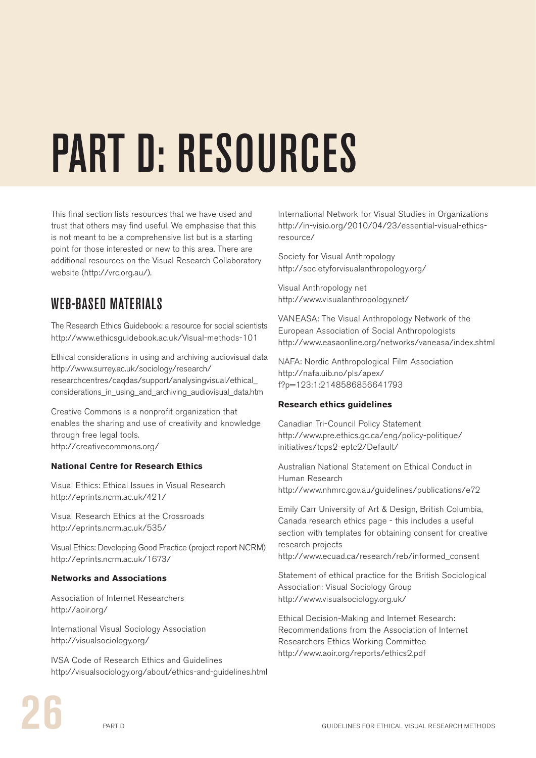# PART D: RESOURCES

This final section lists resources that we have used and trust that others may find useful. We emphasise that this is not meant to be a comprehensive list but is a starting point for those interested or new to this area. There are additional resources on the Visual Research Collaboratory website (http://vrc.org.au/).

## WEB-BASED MATERIALS

The Research Ethics Guidebook: a resource for social scientists
http://www.ethicsguidebook.ac.uk/Visual-methods-101

Ethical considerations in using and archiving audiovisual data
http://www.surrey.ac.uk/sociology/research/researchcentres/caqdas/support/analysingvisual/ethical_considerations_in_using_and_archiving_audiovisual_data.htm

Creative Commons is a nonprofit organization that enables the sharing and use of creativity and knowledge through free legal tools.
http://creativecommons.org/

**National Centre for Research Ethics**

Visual Ethics: Ethical Issues in Visual Research
http://eprints.ncrm.ac.uk/421/

Visual Research Ethics at the Crossroads
http://eprints.ncrm.ac.uk/535/

Visual Ethics: Developing Good Practice (project report NCRM)
http://eprints.ncrm.ac.uk/1673/

**Networks and Associations**

Association of Internet Researchers
http://aoir.org/

International Visual Sociology Association
http://visualsociology.org/

IVSA Code of Research Ethics and Guidelines
http://visualsociology.org/about/ethics-and-guidelines.html

International Network for Visual Studies in Organizations
http://in-visio.org/2010/04/23/essential-visual-ethics-resource/

Society for Visual Anthropology
http://societyforvisualanthropology.org/

Visual Anthropology net
http://www.visualanthropology.net/

VANEASA: The Visual Anthropology Network of the European Association of Social Anthropologists
http://www.easaonline.org/networks/vaneasa/index.shtml

NAFA: Nordic Anthropological Film Association
http://nafa.uib.no/pls/apex/f?p=123:1:2148586856641793

**Research ethics guidelines**

Canadian Tri-Council Policy Statement
http://www.pre.ethics.gc.ca/eng/policy-politique/initiatives/tcps2-eptc2/Default/

Australian National Statement on Ethical Conduct in Human Research
http://www.nhmrc.gov.au/guidelines/publications/e72

Emily Carr University of Art & Design, British Columbia, Canada research ethics page - this includes a useful section with templates for obtaining consent for creative research projects
http://www.ecuad.ca/research/reb/informed_consent

Statement of ethical practice for the British Sociological Association: Visual Sociology Group
http://www.visualsociology.org.uk/

Ethical Decision-Making and Internet Research: Recommendations from the Association of Internet Researchers Ethics Working Committee
http://www.aoir.org/reports/ethics2.pdf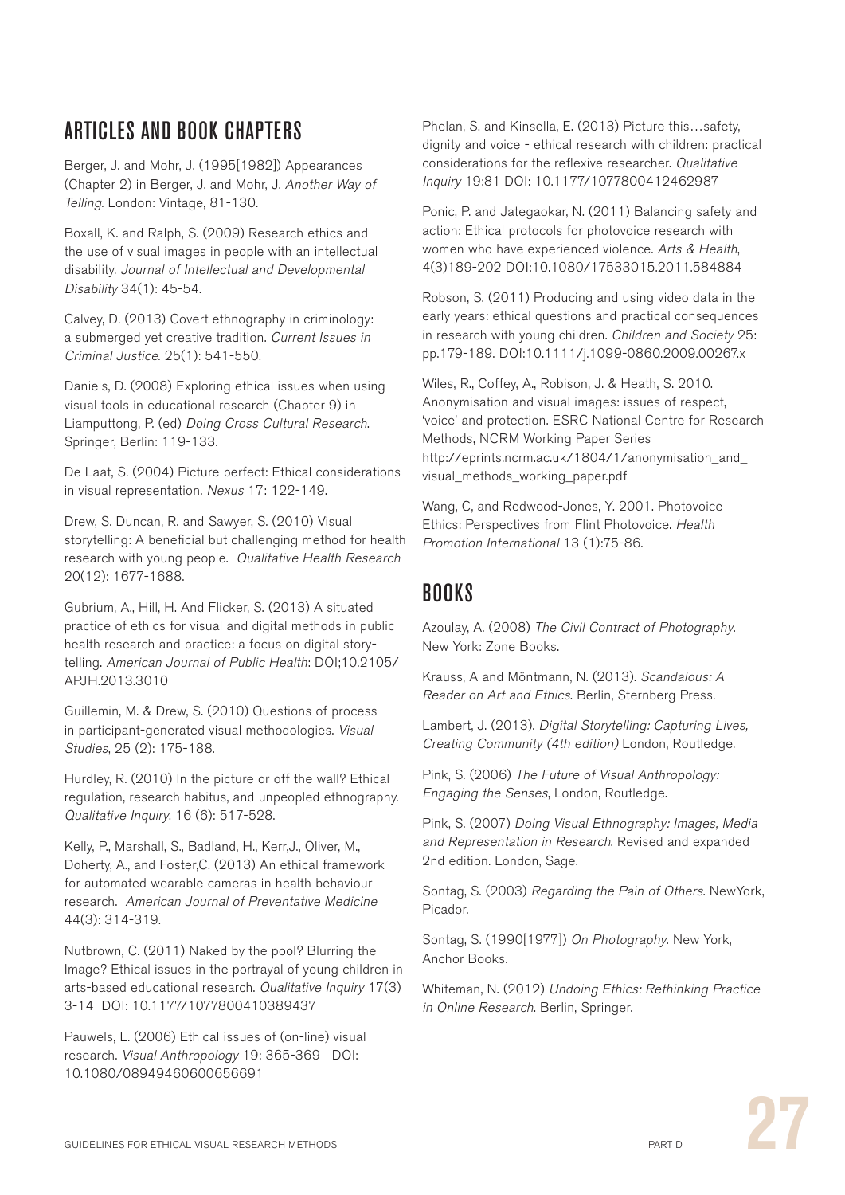## ARTICLES AND BOOK CHAPTERS

Berger, J. and Mohr, J. (1995[1982]) Appearances (Chapter 2) in Berger, J. and Mohr, J. *Another Way of Telling*. London: Vintage, 81-130.

Boxall, K. and Ralph, S. (2009) Research ethics and the use of visual images in people with an intellectual disability. *Journal of Intellectual and Developmental Disability* 34(1): 45-54.

Calvey, D. (2013) Covert ethnography in criminology: a submerged yet creative tradition. *Current Issues in Criminal Justice*. 25(1): 541-550.

Daniels, D. (2008) Exploring ethical issues when using visual tools in educational research (Chapter 9) in Liamputtong, P. (ed) *Doing Cross Cultural Research*. Springer, Berlin: 119-133.

De Laat, S. (2004) Picture perfect: Ethical considerations in visual representation. *Nexus* 17: 122-149.

Drew, S. Duncan, R. and Sawyer, S. (2010) Visual storytelling: A beneficial but challenging method for health research with young people. *Qualitative Health Research* 20(12): 1677-1688.

Gubrium, A., Hill, H. And Flicker, S. (2013) A situated practice of ethics for visual and digital methods in public health research and practice: a focus on digital story-telling. *American Journal of Public Health*: DOI;10.2105/APJH.2013.3010

Guillemin, M. & Drew, S. (2010) Questions of process in participant-generated visual methodologies. *Visual Studies*, 25 (2): 175-188.

Hurdley, R. (2010) In the picture or off the wall? Ethical regulation, research habitus, and unpeopled ethnography. *Qualitative Inquiry*. 16 (6): 517-528.

Kelly, P., Marshall, S., Badland, H., Kerr,J., Oliver, M., Doherty, A., and Foster,C. (2013) An ethical framework for automated wearable cameras in health behaviour research. *American Journal of Preventative Medicine* 44(3): 314-319.

Nutbrown, C. (2011) Naked by the pool? Blurring the Image? Ethical issues in the portrayal of young children in arts-based educational research. *Qualitative Inquiry* 17(3) 3-14 DOI: 10.1177/1077800410389437

Pauwels, L. (2006) Ethical issues of (on-line) visual research. *Visual Anthropology* 19: 365-369 DOI: 10.1080/08949460600656691

Phelan, S. and Kinsella, E. (2013) Picture this…safety, dignity and voice - ethical research with children: practical considerations for the reflexive researcher. *Qualitative Inquiry* 19:81 DOI: 10.1177/1077800412462987

Ponic, P. and Jategaokar, N. (2011) Balancing safety and action: Ethical protocols for photovoice research with women who have experienced violence. *Arts & Health*, 4(3)189-202 DOI:10.1080/17533015.2011.584884

Robson, S. (2011) Producing and using video data in the early years: ethical questions and practical consequences in research with young children. *Children and Society* 25: pp.179-189. DOI:10.1111/j.1099-0860.2009.00267.x

Wiles, R., Coffey, A., Robison, J. & Heath, S. 2010. Anonymisation and visual images: issues of respect, 'voice' and protection. ESRC National Centre for Research Methods, NCRM Working Paper Series http://eprints.ncrm.ac.uk/1804/1/anonymisation_and_visual_methods_working_paper.pdf

Wang, C, and Redwood-Jones, Y. 2001. Photovoice Ethics: Perspectives from Flint Photovoice. *Health Promotion International* 13 (1):75-86.

## BOOKS

Azoulay, A. (2008) *The Civil Contract of Photography*. New York: Zone Books.

Krauss, A and Möntmann, N. (2013). *Scandalous: A Reader on Art and Ethics*. Berlin, Sternberg Press.

Lambert, J. (2013). *Digital Storytelling: Capturing Lives, Creating Community (4th edition)* London, Routledge.

Pink, S. (2006) *The Future of Visual Anthropology: Engaging the Senses*, London, Routledge.

Pink, S. (2007) *Doing Visual Ethnography: Images, Media and Representation in Research*. Revised and expanded 2nd edition. London, Sage.

Sontag, S. (2003) *Regarding the Pain of Others*. NewYork, Picador.

Sontag, S. (1990[1977]) *On Photography*. New York, Anchor Books.

Whiteman, N. (2012) *Undoing Ethics: Rethinking Practice in Online Research*. Berlin, Springer.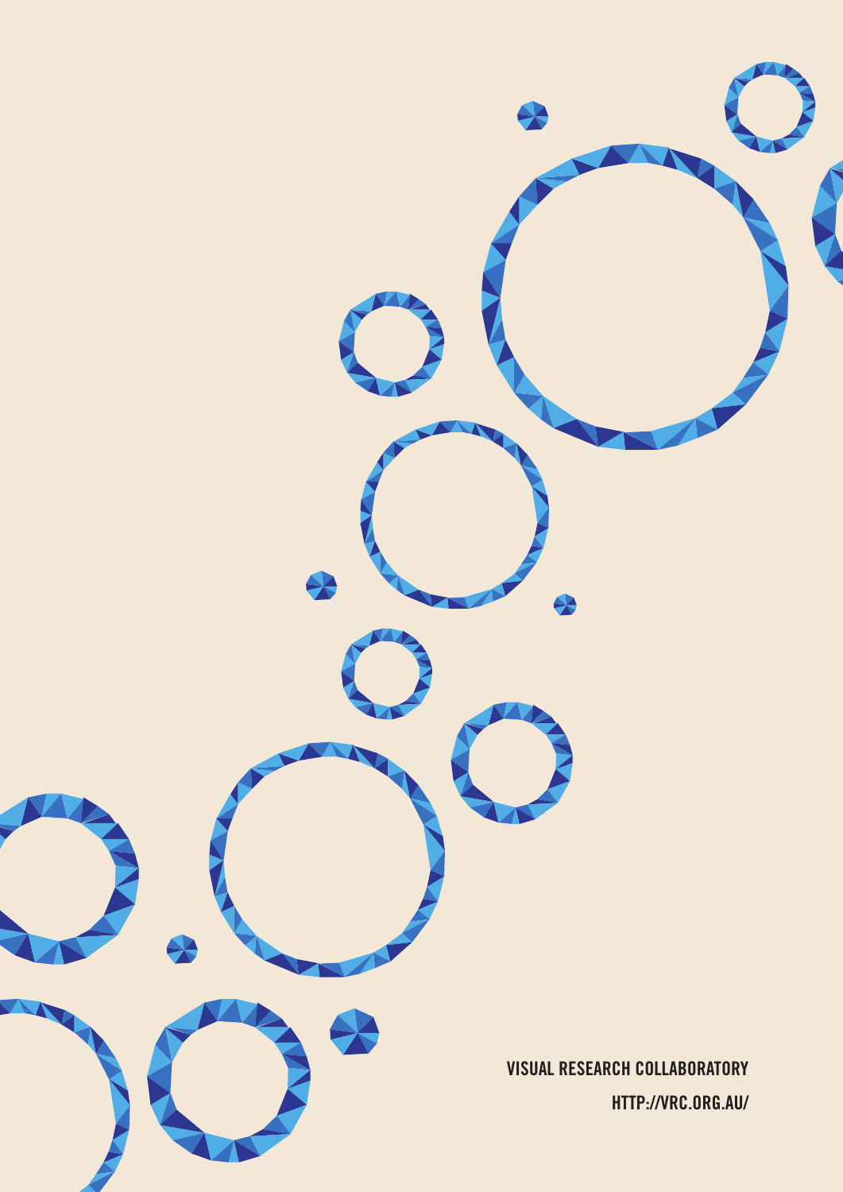VISUAL RESEARCH COLLABORATORY

HTTP://VRC.ORG.AU/